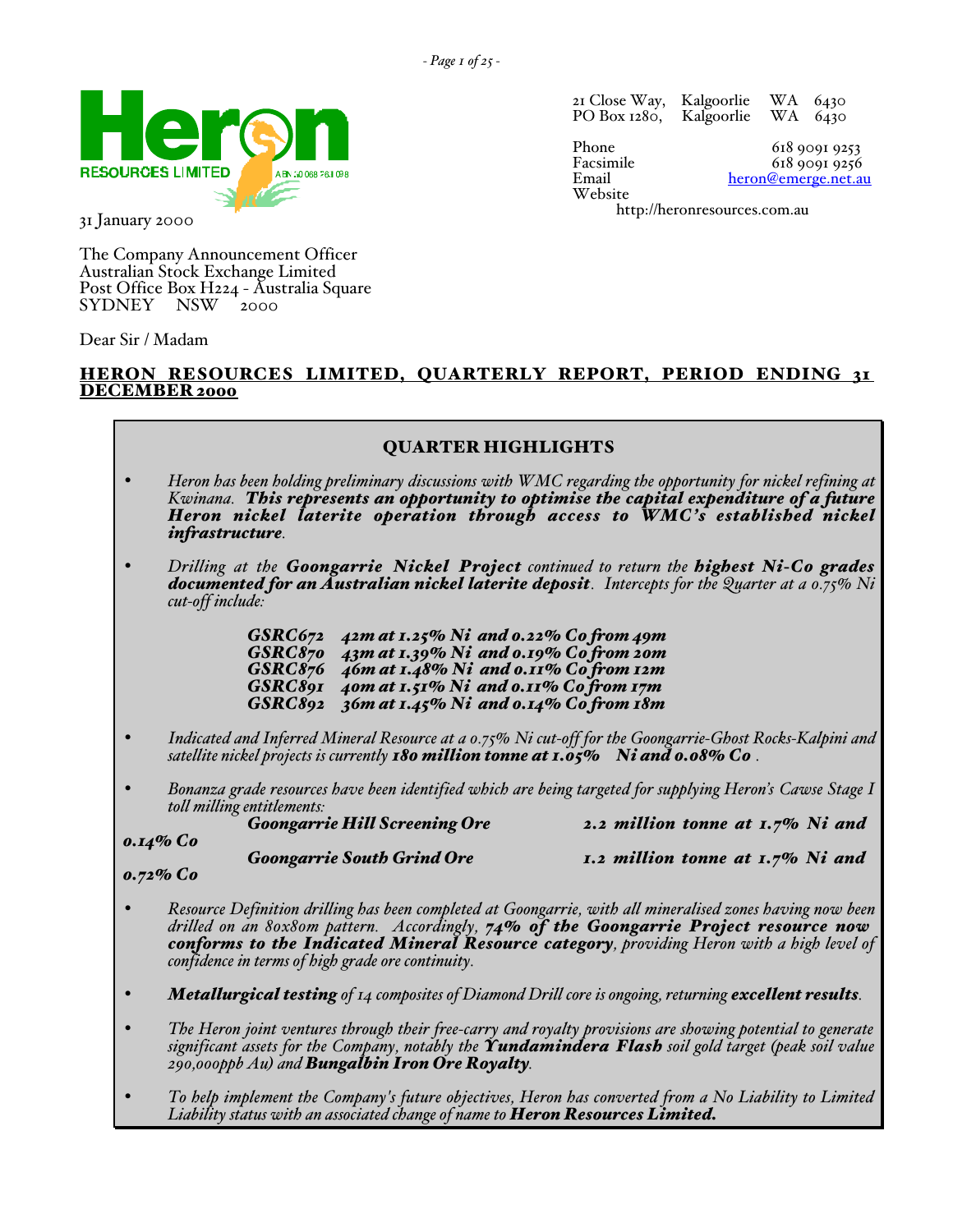**Heron RESOURCES LIMITED** ABN 30 068 263 098

21 Close Way, Kalgoorlie WA 6430
PO Box 1280, Kalgoorlie WA 6430

Phone 618 9091 9253
Facsimile 618 9091 9256
Email heron@emerge.net.au
Website http://heronresources.com.au

31 January 2000

The Company Announcement Officer
Australian Stock Exchange Limited
Post Office Box H224 - Australia Square
SYDNEY NSW 2000

Dear Sir / Madam

## HERON RESOURCES LIMITED, QUARTERLY REPORT, PERIOD ENDING 31 DECEMBER 2000

### QUARTER HIGHLIGHTS

- *Heron has been holding preliminary discussions with WMC regarding the opportunity for nickel refining at Kwinana.* ***This represents an opportunity to optimise the capital expenditure of a future Heron nickel laterite operation through access to WMC's established nickel infrastructure****.*

- *Drilling at the* ***Goongarrie Nickel Project*** *continued to return the* ***highest Ni-Co grades documented for an Australian nickel laterite deposit****. Intercepts for the Quarter at a 0.75% Ni cut-off include:*

  ***GSRC672 42m at 1.25% Ni and 0.22% Co from 49m***
  ***GSRC870 43m at 1.39% Ni and 0.19% Co from 20m***
  ***GSRC876 46m at 1.48% Ni and 0.11% Co from 12m***
  ***GSRC891 40m at 1.51% Ni and 0.11% Co from 17m***
  ***GSRC892 36m at 1.45% Ni and 0.14% Co from 18m***

- *Indicated and Inferred Mineral Resource at a 0.75% Ni cut-off for the Goongarrie-Ghost Rocks-Kalpini and satellite nickel projects is currently* ***180 million tonne at 1.05% Ni and 0.08% Co****.*

- *Bonanza grade resources have been identified which are being targeted for supplying Heron's Cawse Stage I toll milling entitlements:*

  ***Goongarrie Hill Screening Ore 2.2 million tonne at 1.7% Ni and 0.14% Co***
  ***Goongarrie South Grind Ore 1.2 million tonne at 1.7% Ni and 0.72% Co***

- *Resource Definition drilling has been completed at Goongarrie, with all mineralised zones having now been drilled on an 80x80m pattern. Accordingly,* ***74% of the Goongarrie Project resource now conforms to the Indicated Mineral Resource category****, providing Heron with a high level of confidence in terms of high grade ore continuity.*

- ***Metallurgical testing*** *of 14 composites of Diamond Drill core is ongoing, returning* ***excellent results****.*

- *The Heron joint ventures through their free-carry and royalty provisions are showing potential to generate significant assets for the Company, notably the* ***Yundamindera Flash*** *soil gold target (peak soil value 290,000ppb Au) and* ***Bungalbin Iron Ore Royalty****.*

- *To help implement the Company's future objectives, Heron has converted from a No Liability to Limited Liability status with an associated change of name to* ***Heron Resources Limited.***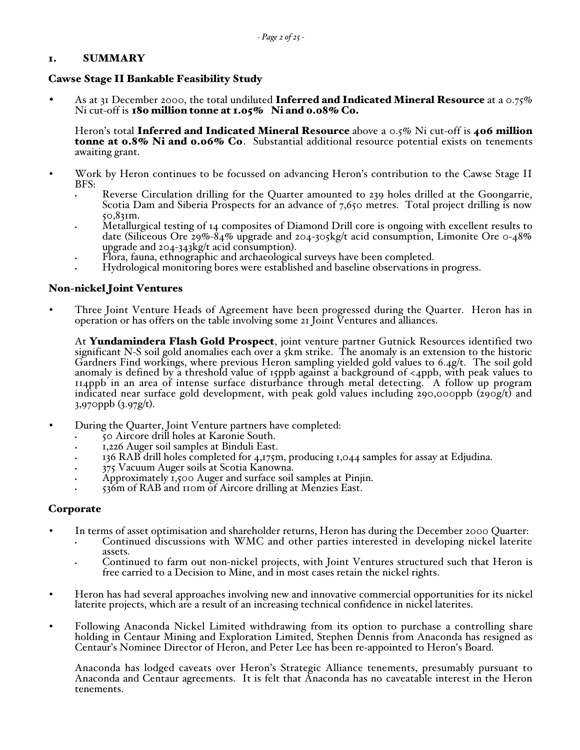# 1. SUMMARY

## Cawse Stage II Bankable Feasibility Study

- As at 31 December 2000, the total undiluted **Inferred and Indicated Mineral Resource** at a 0.75% Ni cut-off is **180 million tonne at 1.05% Ni and 0.08% Co.**

  Heron's total **Inferred and Indicated Mineral Resource** above a 0.5% Ni cut-off is **406 million tonne at 0.8% Ni and 0.06% Co**. Substantial additional resource potential exists on tenements awaiting grant.

- Work by Heron continues to be focussed on advancing Heron's contribution to the Cawse Stage II BFS:
  - Reverse Circulation drilling for the Quarter amounted to 239 holes drilled at the Goongarrie, Scotia Dam and Siberia Prospects for an advance of 7,650 metres. Total project drilling is now 50,831m.
  - Metallurgical testing of 14 composites of Diamond Drill core is ongoing with excellent results to date (Siliceous Ore 29%-84% upgrade and 204-305kg/t acid consumption, Limonite Ore 0-48% upgrade and 204-343kg/t acid consumption).
  - Flora, fauna, ethnographic and archaeological surveys have been completed.
  - Hydrological monitoring bores were established and baseline observations in progress.

## Non-nickel Joint Ventures

- Three Joint Venture Heads of Agreement have been progressed during the Quarter. Heron has in operation or has offers on the table involving some 21 Joint Ventures and alliances.

  At **Yundamindera Flash Gold Prospect**, joint venture partner Gutnick Resources identified two significant N-S soil gold anomalies each over a 5km strike. The anomaly is an extension to the historic Gardners Find workings, where previous Heron sampling yielded gold values to 6.4g/t. The soil gold anomaly is defined by a threshold value of 15ppb against a background of <4ppb, with peak values to 114ppb in an area of intense surface disturbance through metal detecting. A follow up program indicated near surface gold development, with peak gold values including 290,000ppb (290g/t) and 3,970ppb (3.97g/t).

- During the Quarter, Joint Venture partners have completed:
  - 50 Aircore drill holes at Karonie South.
  - 1,226 Auger soil samples at Binduli East.
  - 136 RAB drill holes completed for 4,175m, producing 1,044 samples for assay at Edjudina.
  - 375 Vacuum Auger soils at Scotia Kanowna.
  - Approximately 1,500 Auger and surface soil samples at Pinjin.
  - 536m of RAB and 110m of Aircore drilling at Menzies East.

## Corporate

- In terms of asset optimisation and shareholder returns, Heron has during the December 2000 Quarter:
  - Continued discussions with WMC and other parties interested in developing nickel laterite assets.
  - Continued to farm out non-nickel projects, with Joint Ventures structured such that Heron is free carried to a Decision to Mine, and in most cases retain the nickel rights.

- Heron has had several approaches involving new and innovative commercial opportunities for its nickel laterite projects, which are a result of an increasing technical confidence in nickel laterites.

- Following Anaconda Nickel Limited withdrawing from its option to purchase a controlling share holding in Centaur Mining and Exploration Limited, Stephen Dennis from Anaconda has resigned as Centaur's Nominee Director of Heron, and Peter Lee has been re-appointed to Heron's Board.

  Anaconda has lodged caveats over Heron's Strategic Alliance tenements, presumably pursuant to Anaconda and Centaur agreements. It is felt that Anaconda has no caveatable interest in the Heron tenements.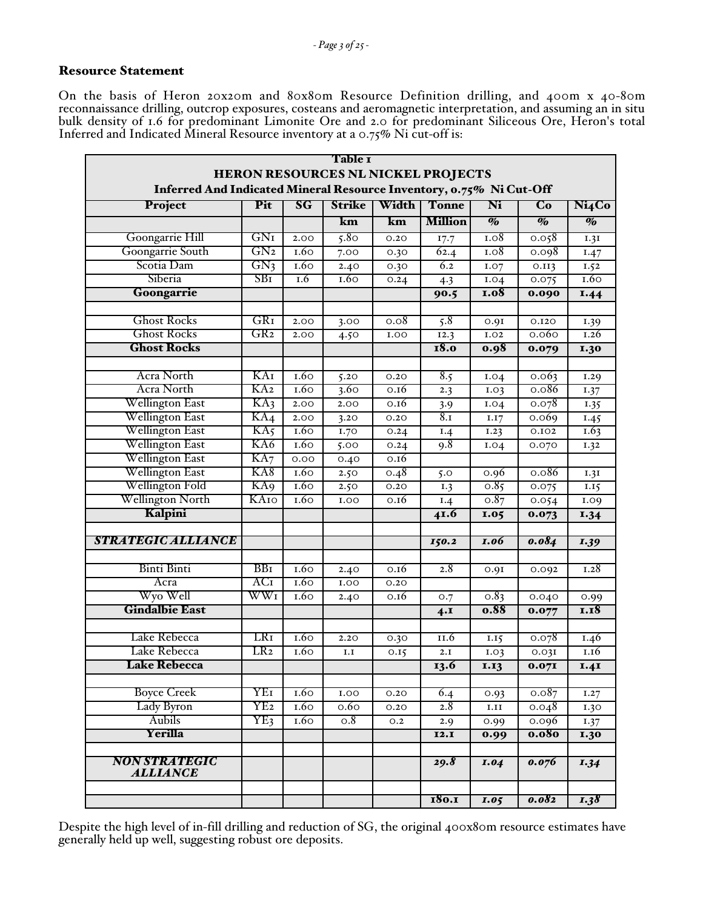## Resource Statement

On the basis of Heron 20x20m and 80x80m Resource Definition drilling, and 400m x 40-80m reconnaissance drilling, outcrop exposures, costeans and aeromagnetic interpretation, and assuming an in situ bulk density of 1.6 for predominant Limonite Ore and 2.0 for predominant Siliceous Ore, Heron's total Inferred and Indicated Mineral Resource inventory at a 0.75% Ni cut-off is:

**Table 1**
**HERON RESOURCES NL NICKEL PROJECTS**
**Inferred And Indicated Mineral Resource Inventory, 0.75% Ni Cut-Off**

| Project | Pit | SG | Strike | Width | Tonne | Ni | Co | Ni4Co |
|---|---|---|---|---|---|---|---|---|
| | | | km | km | Million | % | % | % |
| Goongarrie Hill | GN1 | 2.00 | 5.80 | 0.20 | 17.7 | 1.08 | 0.058 | 1.31 |
| Goongarrie South | GN2 | 1.60 | 7.00 | 0.30 | 62.4 | 1.08 | 0.098 | 1.47 |
| Scotia Dam | GN3 | 1.60 | 2.40 | 0.30 | 6.2 | 1.07 | 0.113 | 1.52 |
| Siberia | SB1 | 1.6 | 1.60 | 0.24 | 4.3 | 1.04 | 0.075 | 1.60 |
| **Goongarrie** | | | | | **90.5** | **1.08** | **0.090** | **1.44** |
| | | | | | | | | |
| Ghost Rocks | GR1 | 2.00 | 3.00 | 0.08 | 5.8 | 0.91 | 0.120 | 1.39 |
| Ghost Rocks | GR2 | 2.00 | 4.50 | 1.00 | 12.3 | 1.02 | 0.060 | 1.26 |
| **Ghost Rocks** | | | | | **18.0** | **0.98** | **0.079** | **1.30** |
| | | | | | | | | |
| Acra North | KA1 | 1.60 | 5.20 | 0.20 | 8.5 | 1.04 | 0.063 | 1.29 |
| Acra North | KA2 | 1.60 | 3.60 | 0.16 | 2.3 | 1.03 | 0.086 | 1.37 |
| Wellington East | KA3 | 2.00 | 2.00 | 0.16 | 3.9 | 1.04 | 0.078 | 1.35 |
| Wellington East | KA4 | 2.00 | 3.20 | 0.20 | 8.1 | 1.17 | 0.069 | 1.45 |
| Wellington East | KA5 | 1.60 | 1.70 | 0.24 | 1.4 | 1.23 | 0.102 | 1.63 |
| Wellington East | KA6 | 1.60 | 5.00 | 0.24 | 9.8 | 1.04 | 0.070 | 1.32 |
| Wellington East | KA7 | 0.00 | 0.40 | 0.16 | | | | |
| Wellington East | KA8 | 1.60 | 2.50 | 0.48 | 5.0 | 0.96 | 0.086 | 1.31 |
| Wellington Fold | KA9 | 1.60 | 2.50 | 0.20 | 1.3 | 0.85 | 0.075 | 1.15 |
| Wellington North | KA10 | 1.60 | 1.00 | 0.16 | 1.4 | 0.87 | 0.054 | 1.09 |
| **Kalpini** | | | | | **41.6** | **1.05** | **0.073** | **1.34** |
| | | | | | | | | |
| ***STRATEGIC ALLIANCE*** | | | | | ***150.2*** | ***1.06*** | ***0.084*** | ***1.39*** |
| | | | | | | | | |
| Binti Binti | BB1 | 1.60 | 2.40 | 0.16 | 2.8 | 0.91 | 0.092 | 1.28 |
| Acra | AC1 | 1.60 | 1.00 | 0.20 | | | | |
| Wyo Well | WW1 | 1.60 | 2.40 | 0.16 | 0.7 | 0.83 | 0.040 | 0.99 |
| **Gindalbie East** | | | | | **4.1** | **0.88** | **0.077** | **1.18** |
| | | | | | | | | |
| Lake Rebecca | LR1 | 1.60 | 2.20 | 0.30 | 11.6 | 1.15 | 0.078 | 1.46 |
| Lake Rebecca | LR2 | 1.60 | 1.1 | 0.15 | 2.1 | 1.03 | 0.031 | 1.16 |
| **Lake Rebecca** | | | | | **13.6** | **1.13** | **0.071** | **1.41** |
| | | | | | | | | |
| Boyce Creek | YE1 | 1.60 | 1.00 | 0.20 | 6.4 | 0.93 | 0.087 | 1.27 |
| Lady Byron | YE2 | 1.60 | 0.60 | 0.20 | 2.8 | 1.11 | 0.048 | 1.30 |
| Aubils | YE3 | 1.60 | 0.8 | 0.2 | 2.9 | 0.99 | 0.096 | 1.37 |
| **Yerilla** | | | | | **12.1** | **0.99** | **0.080** | **1.30** |
| | | | | | | | | |
| ***NON STRATEGIC ALLIANCE*** | | | | | ***29.8*** | ***1.04*** | ***0.076*** | ***1.34*** |
| | | | | | | | | |
| | | | | | **180.1** | ***1.05*** | ***0.082*** | ***1.38*** |

Despite the high level of in-fill drilling and reduction of SG, the original 400x80m resource estimates have generally held up well, suggesting robust ore deposits.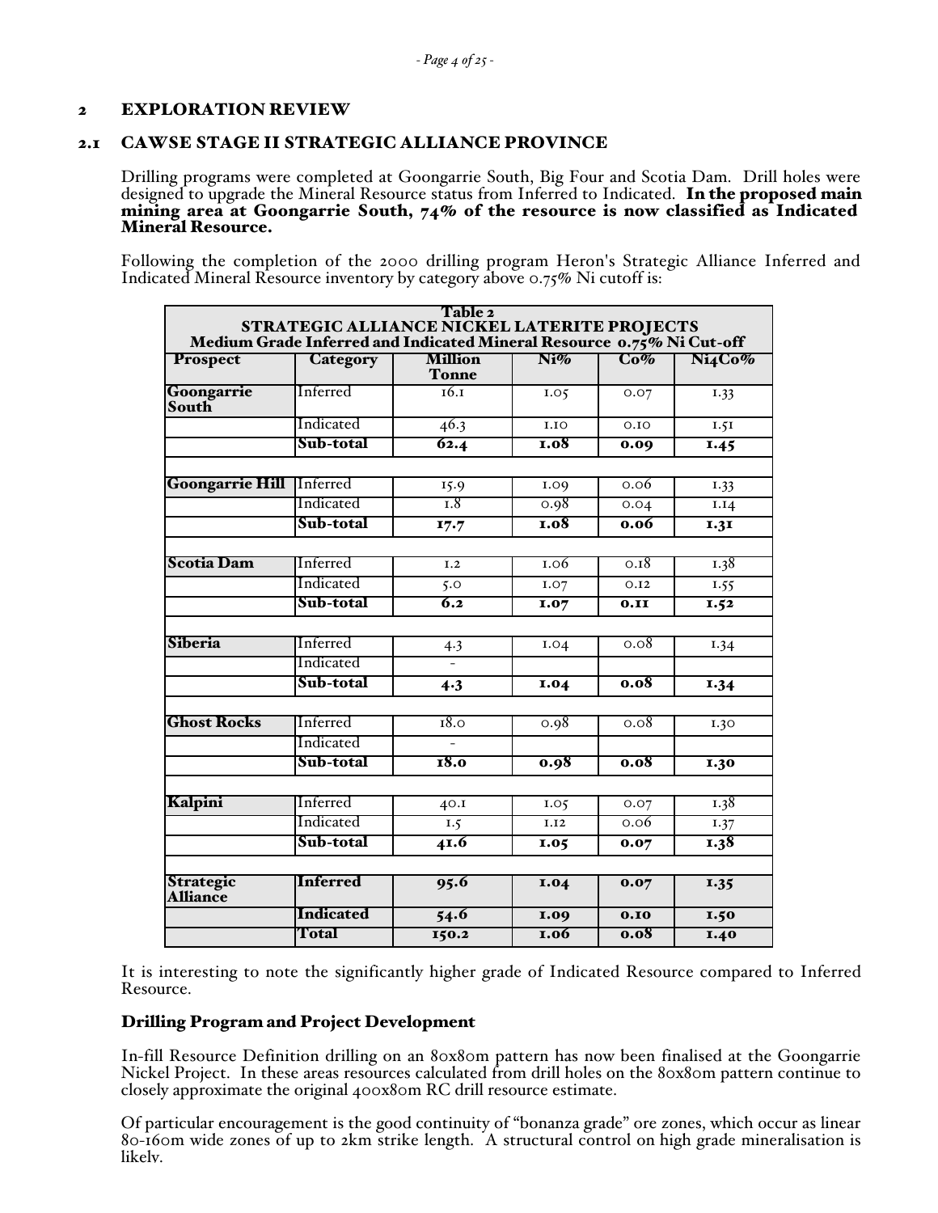## 2 EXPLORATION REVIEW

### 2.1 CAWSE STAGE II STRATEGIC ALLIANCE PROVINCE

Drilling programs were completed at Goongarrie South, Big Four and Scotia Dam. Drill holes were designed to upgrade the Mineral Resource status from Inferred to Indicated. **In the proposed main mining area at Goongarrie South, 74% of the resource is now classified as Indicated Mineral Resource.**

Following the completion of the 2000 drilling program Heron's Strategic Alliance Inferred and Indicated Mineral Resource inventory by category above 0.75% Ni cutoff is:

**Table 2**
**STRATEGIC ALLIANCE NICKEL LATERITE PROJECTS**
**Medium Grade Inferred and Indicated Mineral Resource 0.75% Ni Cut-off**

| Prospect | Category | Million Tonne | Ni% | Co% | Ni4Co% |
|---|---|---|---|---|---|
| **Goongarrie South** | Inferred | 16.1 | 1.05 | 0.07 | 1.33 |
| | Indicated | 46.3 | 1.10 | 0.10 | 1.51 |
| | **Sub-total** | **62.4** | **1.08** | **0.09** | **1.45** |
| | | | | | |
| **Goongarrie Hill** | Inferred | 15.9 | 1.09 | 0.06 | 1.33 |
| | Indicated | 1.8 | 0.98 | 0.04 | 1.14 |
| | **Sub-total** | **17.7** | **1.08** | **0.06** | **1.31** |
| | | | | | |
| **Scotia Dam** | Inferred | 1.2 | 1.06 | 0.18 | 1.38 |
| | Indicated | 5.0 | 1.07 | 0.12 | 1.55 |
| | **Sub-total** | **6.2** | **1.07** | **0.11** | **1.52** |
| | | | | | |
| **Siberia** | Inferred | 4.3 | 1.04 | 0.08 | 1.34 |
| | Indicated | - | | | |
| | **Sub-total** | **4.3** | **1.04** | **0.08** | **1.34** |
| | | | | | |
| **Ghost Rocks** | Inferred | 18.0 | 0.98 | 0.08 | 1.30 |
| | Indicated | - | | | |
| | **Sub-total** | **18.0** | **0.98** | **0.08** | **1.30** |
| | | | | | |
| **Kalpini** | Inferred | 40.1 | 1.05 | 0.07 | 1.38 |
| | Indicated | 1.5 | 1.12 | 0.06 | 1.37 |
| | **Sub-total** | **41.6** | **1.05** | **0.07** | **1.38** |
| | | | | | |
| **Strategic Alliance** | **Inferred** | **95.6** | **1.04** | **0.07** | **1.35** |
| | **Indicated** | **54.6** | **1.09** | **0.10** | **1.50** |
| | **Total** | **150.2** | **1.06** | **0.08** | **1.40** |

It is interesting to note the significantly higher grade of Indicated Resource compared to Inferred Resource.

### Drilling Program and Project Development

In-fill Resource Definition drilling on an 80x80m pattern has now been finalised at the Goongarrie Nickel Project. In these areas resources calculated from drill holes on the 80x80m pattern continue to closely approximate the original 400x80m RC drill resource estimate.

Of particular encouragement is the good continuity of "bonanza grade" ore zones, which occur as linear 80-160m wide zones of up to 2km strike length. A structural control on high grade mineralisation is likely.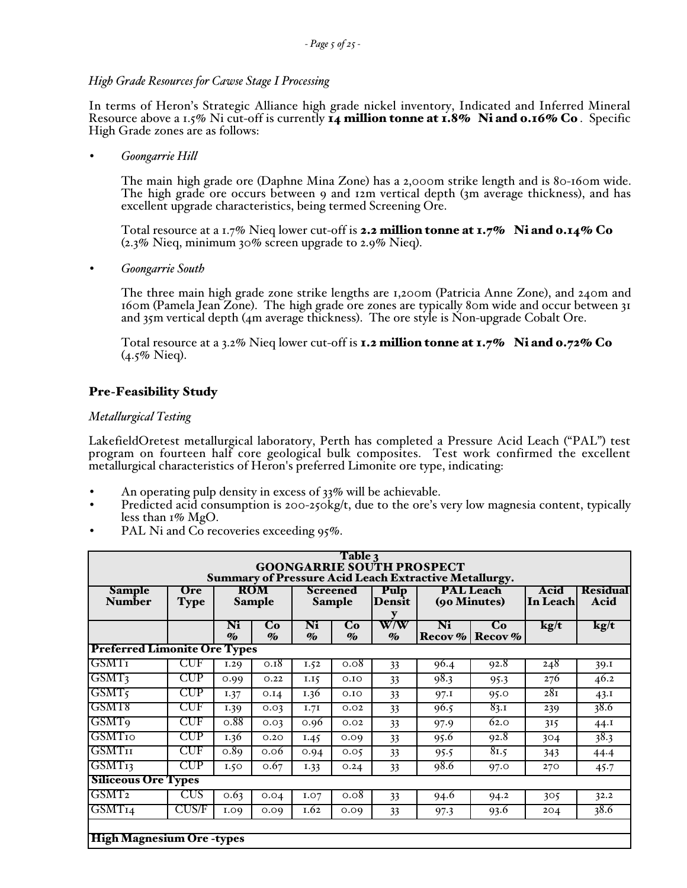*High Grade Resources for Cawse Stage I Processing*

In terms of Heron's Strategic Alliance high grade nickel inventory, Indicated and Inferred Mineral Resource above a 1.5% Ni cut-off is currently **14 million tonne at 1.8% Ni and 0.16% Co**. Specific High Grade zones are as follows:

- *Goongarrie Hill*

  The main high grade ore (Daphne Mina Zone) has a 2,000m strike length and is 80-160m wide. The high grade ore occurs between 9 and 12m vertical depth (3m average thickness), and has excellent upgrade characteristics, being termed Screening Ore.

  Total resource at a 1.7% Nieq lower cut-off is **2.2 million tonne at 1.7% Ni and 0.14% Co** (2.3% Nieq, minimum 30% screen upgrade to 2.9% Nieq).

- *Goongarrie South*

  The three main high grade zone strike lengths are 1,200m (Patricia Anne Zone), and 240m and 160m (Pamela Jean Zone). The high grade ore zones are typically 80m wide and occur between 31 and 35m vertical depth (4m average thickness). The ore style is Non-upgrade Cobalt Ore.

  Total resource at a 3.2% Nieq lower cut-off is **1.2 million tonne at 1.7% Ni and 0.72% Co** (4.5% Nieq).

## Pre-Feasibility Study

*Metallurgical Testing*

LakefieldOretest metallurgical laboratory, Perth has completed a Pressure Acid Leach ("PAL") test program on fourteen half core geological bulk composites. Test work confirmed the excellent metallurgical characteristics of Heron's preferred Limonite ore type, indicating:

- An operating pulp density in excess of 33% will be achievable.
- Predicted acid consumption is 200-250kg/t, due to the ore's very low magnesia content, typically less than 1% MgO.
- PAL Ni and Co recoveries exceeding 95%.

**Table 3**
**GOONGARRIE SOUTH PROSPECT**
**Summary of Pressure Acid Leach Extractive Metallurgy.**

| Sample Number | Ore Type | ROM Sample | | Screened Sample | | Pulp Density | PAL Leach (90 Minutes) | | Acid In Leach | Residual Acid |
|---|---|---|---|---|---|---|---|---|---|---|
| | | Ni % | Co % | Ni % | Co % | W/W % | Ni Recov % | Co Recov % | kg/t | kg/t |
| **Preferred Limonite Ore Types** | | | | | | | | | | |
| GSMT1 | CUF | 1.29 | 0.18 | 1.52 | 0.08 | 33 | 96.4 | 92.8 | 248 | 39.1 |
| GSMT3 | CUP | 0.99 | 0.22 | 1.15 | 0.10 | 33 | 98.3 | 95.3 | 276 | 46.2 |
| GSMT5 | CUP | 1.37 | 0.14 | 1.36 | 0.10 | 33 | 97.1 | 95.0 | 281 | 43.1 |
| GSMT8 | CUF | 1.39 | 0.03 | 1.71 | 0.02 | 33 | 96.5 | 83.1 | 239 | 38.6 |
| GSMT9 | CUF | 0.88 | 0.03 | 0.96 | 0.02 | 33 | 97.9 | 62.0 | 315 | 44.1 |
| GSMT10 | CUP | 1.36 | 0.20 | 1.45 | 0.09 | 33 | 95.6 | 92.8 | 304 | 38.3 |
| GSMT11 | CUF | 0.89 | 0.06 | 0.94 | 0.05 | 33 | 95.5 | 81.5 | 343 | 44.4 |
| GSMT13 | CUP | 1.50 | 0.67 | 1.33 | 0.24 | 33 | 98.6 | 97.0 | 270 | 45.7 |
| **Siliceous Ore Types** | | | | | | | | | | |
| GSMT2 | CUS | 0.63 | 0.04 | 1.07 | 0.08 | 33 | 94.6 | 94.2 | 305 | 32.2 |
| GSMT14 | CUS/F | 1.09 | 0.09 | 1.62 | 0.09 | 33 | 97.3 | 93.6 | 204 | 38.6 |
| | | | | | | | | | | |
| **High Magnesium Ore -types** | | | | | | | | | | |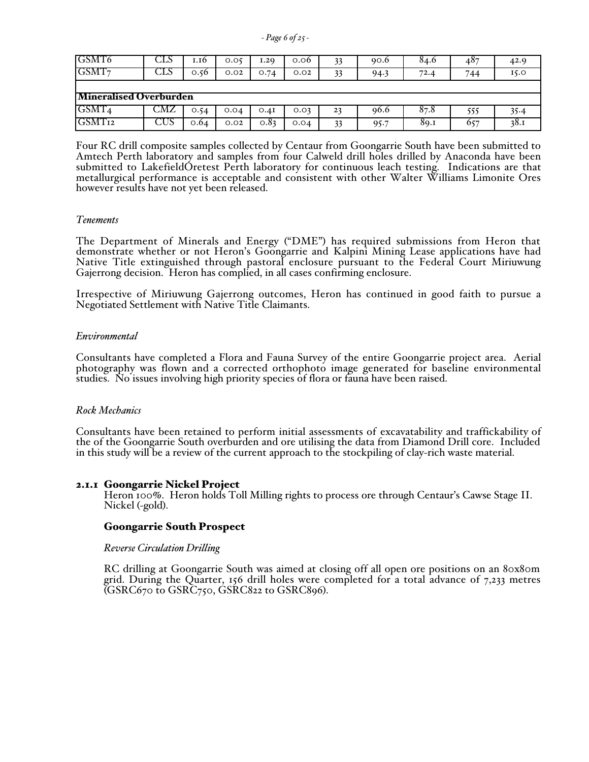| GSMT6 | CLS | 1.16 | 0.05 | 1.29 | 0.06 | 33 | 90.6 | 84.6 | 487 | 42.9 |
|---|---|---|---|---|---|---|---|---|---|---|
| GSMT7 | CLS | 0.56 | 0.02 | 0.74 | 0.02 | 33 | 94.3 | 72.4 | 744 | 15.0 |
| | | | | | | | | | | |
| **Mineralised Overburden** | | | | | | | | | | |
| GSMT4 | CMZ | 0.54 | 0.04 | 0.41 | 0.03 | 23 | 96.6 | 87.8 | 555 | 35.4 |
| GSMT12 | CUS | 0.64 | 0.02 | 0.83 | 0.04 | 33 | 95.7 | 89.1 | 657 | 38.1 |

Four RC drill composite samples collected by Centaur from Goongarrie South have been submitted to Amtech Perth laboratory and samples from four Calweld drill holes drilled by Anaconda have been submitted to LakefieldOretest Perth laboratory for continuous leach testing. Indications are that metallurgical performance is acceptable and consistent with other Walter Williams Limonite Ores however results have not yet been released.

*Tenements*

The Department of Minerals and Energy ("DME") has required submissions from Heron that demonstrate whether or not Heron's Goongarrie and Kalpini Mining Lease applications have had Native Title extinguished through pastoral enclosure pursuant to the Federal Court Miriuwung Gajerrong decision. Heron has complied, in all cases confirming enclosure.

Irrespective of Miriuwung Gajerrong outcomes, Heron has continued in good faith to pursue a Negotiated Settlement with Native Title Claimants.

*Environmental*

Consultants have completed a Flora and Fauna Survey of the entire Goongarrie project area. Aerial photography was flown and a corrected orthophoto image generated for baseline environmental studies. No issues involving high priority species of flora or fauna have been raised.

*Rock Mechanics*

Consultants have been retained to perform initial assessments of excavatability and trafficability of the of the Goongarrie South overburden and ore utilising the data from Diamond Drill core. Included in this study will be a review of the current approach to the stockpiling of clay-rich waste material.

### 2.1.1 Goongarrie Nickel Project

Heron 100%. Heron holds Toll Milling rights to process ore through Centaur's Cawse Stage II. Nickel (-gold).

#### Goongarrie South Prospect

*Reverse Circulation Drilling*

RC drilling at Goongarrie South was aimed at closing off all open ore positions on an 80x80m grid. During the Quarter, 156 drill holes were completed for a total advance of 7,233 metres (GSRC670 to GSRC750, GSRC822 to GSRC896).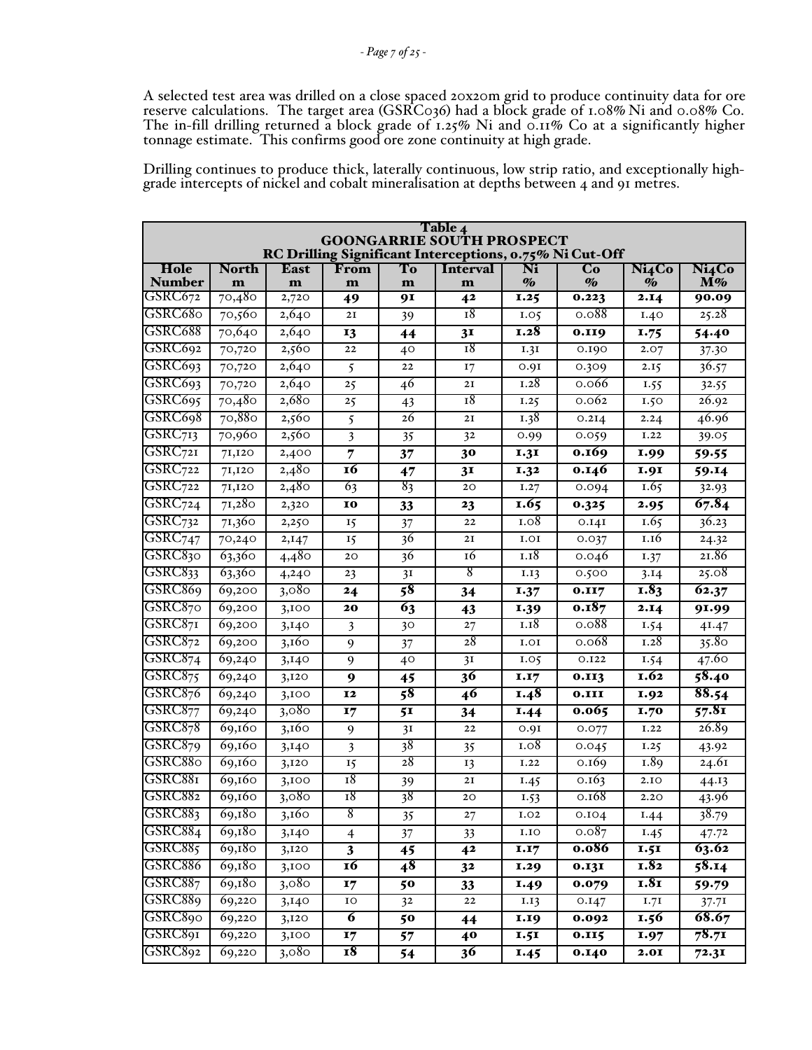A selected test area was drilled on a close spaced 20x20m grid to produce continuity data for ore reserve calculations. The target area (GSRC036) had a block grade of 1.08% Ni and 0.08% Co. The in-fill drilling returned a block grade of 1.25% Ni and 0.11% Co at a significantly higher tonnage estimate. This confirms good ore zone continuity at high grade.

Drilling continues to produce thick, laterally continuous, low strip ratio, and exceptionally high-grade intercepts of nickel and cobalt mineralisation at depths between 4 and 91 metres.

**Table 4**
**GOONGARRIE SOUTH PROSPECT**
**RC Drilling Significant Interceptions, 0.75% Ni Cut-Off**

| Hole Number | North m | East m | From m | To m | Interval m | Ni % | Co % | Ni4Co % | Ni4Co M% |
|---|---|---|---|---|---|---|---|---|---|
| GSRC672 | 70,480 | 2,720 | **49** | **91** | **42** | **1.25** | **0.223** | **2.14** | **90.09** |
| GSRC680 | 70,560 | 2,640 | 21 | 39 | 18 | 1.05 | 0.088 | 1.40 | 25.28 |
| GSRC688 | 70,640 | 2,640 | **13** | **44** | **31** | **1.28** | **0.119** | **1.75** | **54.40** |
| GSRC692 | 70,720 | 2,560 | 22 | 40 | 18 | 1.31 | 0.190 | 2.07 | 37.30 |
| GSRC693 | 70,720 | 2,640 | 5 | 22 | 17 | 0.91 | 0.309 | 2.15 | 36.57 |
| GSRC693 | 70,720 | 2,640 | 25 | 46 | 21 | 1.28 | 0.066 | 1.55 | 32.55 |
| GSRC695 | 70,480 | 2,680 | 25 | 43 | 18 | 1.25 | 0.062 | 1.50 | 26.92 |
| GSRC698 | 70,880 | 2,560 | 5 | 26 | 21 | 1.38 | 0.214 | 2.24 | 46.96 |
| GSRC713 | 70,960 | 2,560 | 3 | 35 | 32 | 0.99 | 0.059 | 1.22 | 39.05 |
| GSRC721 | 71,120 | 2,400 | **7** | **37** | **30** | **1.31** | **0.169** | **1.99** | **59.55** |
| GSRC722 | 71,120 | 2,480 | **16** | **47** | **31** | **1.32** | **0.146** | **1.91** | **59.14** |
| GSRC722 | 71,120 | 2,480 | 63 | 83 | 20 | 1.27 | 0.094 | 1.65 | 32.93 |
| GSRC724 | 71,280 | 2,320 | **10** | **33** | **23** | **1.65** | **0.325** | **2.95** | **67.84** |
| GSRC732 | 71,360 | 2,250 | 15 | 37 | 22 | 1.08 | 0.141 | 1.65 | 36.23 |
| GSRC747 | 70,240 | 2,147 | 15 | 36 | 21 | 1.01 | 0.037 | 1.16 | 24.32 |
| GSRC830 | 63,360 | 4,480 | 20 | 36 | 16 | 1.18 | 0.046 | 1.37 | 21.86 |
| GSRC833 | 63,360 | 4,240 | 23 | 31 | 8 | 1.13 | 0.500 | 3.14 | 25.08 |
| GSRC869 | 69,200 | 3,080 | **24** | **58** | **34** | **1.37** | **0.117** | **1.83** | **62.37** |
| GSRC870 | 69,200 | 3,100 | **20** | **63** | **43** | **1.39** | **0.187** | **2.14** | **91.99** |
| GSRC871 | 69,200 | 3,140 | 3 | 30 | 27 | 1.18 | 0.088 | 1.54 | 41.47 |
| GSRC872 | 69,200 | 3,160 | 9 | 37 | 28 | 1.01 | 0.068 | 1.28 | 35.80 |
| GSRC874 | 69,240 | 3,140 | 9 | 40 | 31 | 1.05 | 0.122 | 1.54 | 47.60 |
| GSRC875 | 69,240 | 3,120 | **9** | **45** | **36** | **1.17** | **0.113** | **1.62** | **58.40** |
| GSRC876 | 69,240 | 3,100 | **12** | **58** | **46** | **1.48** | **0.111** | **1.92** | **88.54** |
| GSRC877 | 69,240 | 3,080 | **17** | **51** | **34** | **1.44** | **0.065** | **1.70** | **57.81** |
| GSRC878 | 69,160 | 3,160 | 9 | 31 | 22 | 0.91 | 0.077 | 1.22 | 26.89 |
| GSRC879 | 69,160 | 3,140 | 3 | 38 | 35 | 1.08 | 0.045 | 1.25 | 43.92 |
| GSRC880 | 69,160 | 3,120 | 15 | 28 | 13 | 1.22 | 0.169 | 1.89 | 24.61 |
| GSRC881 | 69,160 | 3,100 | 18 | 39 | 21 | 1.45 | 0.163 | 2.10 | 44.13 |
| GSRC882 | 69,160 | 3,080 | 18 | 38 | 20 | 1.53 | 0.168 | 2.20 | 43.96 |
| GSRC883 | 69,180 | 3,160 | 8 | 35 | 27 | 1.02 | 0.104 | 1.44 | 38.79 |
| GSRC884 | 69,180 | 3,140 | 4 | 37 | 33 | 1.10 | 0.087 | 1.45 | 47.72 |
| GSRC885 | 69,180 | 3,120 | **3** | **45** | **42** | **1.17** | **0.086** | **1.51** | **63.62** |
| GSRC886 | 69,180 | 3,100 | **16** | **48** | **32** | **1.29** | **0.131** | **1.82** | **58.14** |
| GSRC887 | 69,180 | 3,080 | **17** | **50** | **33** | **1.49** | **0.079** | **1.81** | **59.79** |
| GSRC889 | 69,220 | 3,140 | 10 | 32 | 22 | 1.13 | 0.147 | 1.71 | 37.71 |
| GSRC890 | 69,220 | 3,120 | **6** | **50** | **44** | **1.19** | **0.092** | **1.56** | **68.67** |
| GSRC891 | 69,220 | 3,100 | **17** | **57** | **40** | **1.51** | **0.115** | **1.97** | **78.71** |
| GSRC892 | 69,220 | 3,080 | **18** | **54** | **36** | **1.45** | **0.140** | **2.01** | **72.31** |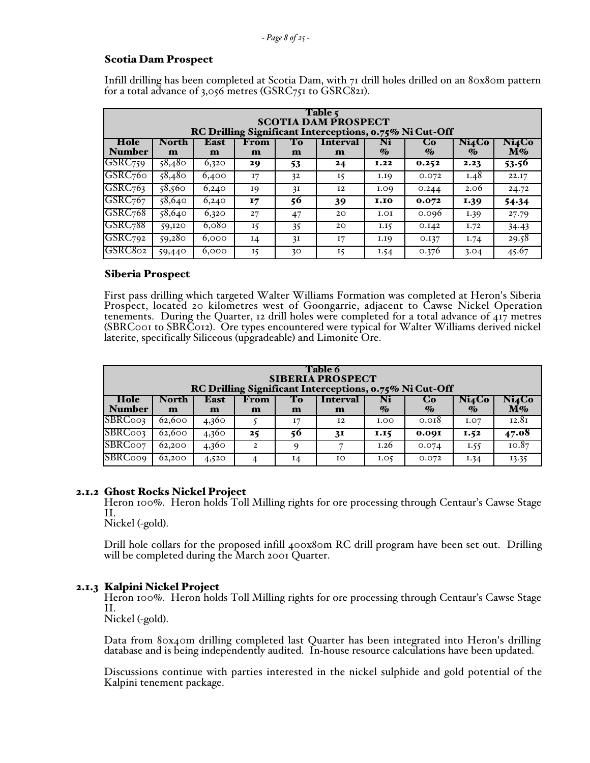### Scotia Dam Prospect

Infill drilling has been completed at Scotia Dam, with 71 drill holes drilled on an 80x80m pattern for a total advance of 3,056 metres (GSRC751 to GSRC821).

| Table 5<br>SCOTIA DAM PROSPECT<br>RC Drilling Significant Interceptions, 0.75% Ni Cut-Off | | | | | | | | | |
|---|---|---|---|---|---|---|---|---|---|
| Hole Number | North m | East m | From m | To m | Interval m | Ni % | Co % | Ni4Co % | Ni4Co M% |
| GSRC759 | 58,480 | 6,320 | **29** | **53** | **24** | **1.22** | **0.252** | **2.23** | **53.56** |
| GSRC760 | 58,480 | 6,400 | 17 | 32 | 15 | 1.19 | 0.072 | 1.48 | 22.17 |
| GSRC763 | 58,560 | 6,240 | 19 | 31 | 12 | 1.09 | 0.244 | 2.06 | 24.72 |
| GSRC767 | 58,640 | 6,240 | **17** | **56** | **39** | **1.10** | **0.072** | **1.39** | **54.34** |
| GSRC768 | 58,640 | 6,320 | 27 | 47 | 20 | 1.01 | 0.096 | 1.39 | 27.79 |
| GSRC788 | 59,120 | 6,080 | 15 | 35 | 20 | 1.15 | 0.142 | 1.72 | 34.43 |
| GSRC792 | 59,280 | 6,000 | 14 | 31 | 17 | 1.19 | 0.137 | 1.74 | 29.58 |
| GSRC802 | 59,440 | 6,000 | 15 | 30 | 15 | 1.54 | 0.376 | 3.04 | 45.67 |

### Siberia Prospect

First pass drilling which targeted Walter Williams Formation was completed at Heron's Siberia Prospect, located 20 kilometres west of Goongarrie, adjacent to Cawse Nickel Operation tenements. During the Quarter, 12 drill holes were completed for a total advance of 417 metres (SBRC001 to SBRC012). Ore types encountered were typical for Walter Williams derived nickel laterite, specifically Siliceous (upgradeable) and Limonite Ore.

| Table 6<br>SIBERIA PROSPECT<br>RC Drilling Significant Interceptions, 0.75% Ni Cut-Off | | | | | | | | | |
|---|---|---|---|---|---|---|---|---|---|
| Hole Number | North m | East m | From m | To m | Interval m | Ni % | Co % | Ni4Co % | Ni4Co M% |
| SBRC003 | 62,600 | 4,360 | 5 | 17 | 12 | 1.00 | 0.018 | 1.07 | 12.81 |
| SBRC003 | 62,600 | 4,360 | **25** | **56** | **31** | **1.15** | **0.091** | **1.52** | **47.08** |
| SBRC007 | 62,200 | 4,360 | 2 | 9 | 7 | 1.26 | 0.074 | 1.55 | 10.87 |
| SBRC009 | 62,200 | 4,520 | 4 | 14 | 10 | 1.05 | 0.072 | 1.34 | 13.35 |

### 2.1.2 Ghost Rocks Nickel Project

Heron 100%. Heron holds Toll Milling rights for ore processing through Centaur's Cawse Stage II.
Nickel (-gold).

Drill hole collars for the proposed infill 400x80m RC drill program have been set out. Drilling will be completed during the March 2001 Quarter.

### 2.1.3 Kalpini Nickel Project

Heron 100%. Heron holds Toll Milling rights for ore processing through Centaur's Cawse Stage II.
Nickel (-gold).

Data from 80x40m drilling completed last Quarter has been integrated into Heron's drilling database and is being independently audited. In-house resource calculations have been updated.

Discussions continue with parties interested in the nickel sulphide and gold potential of the Kalpini tenement package.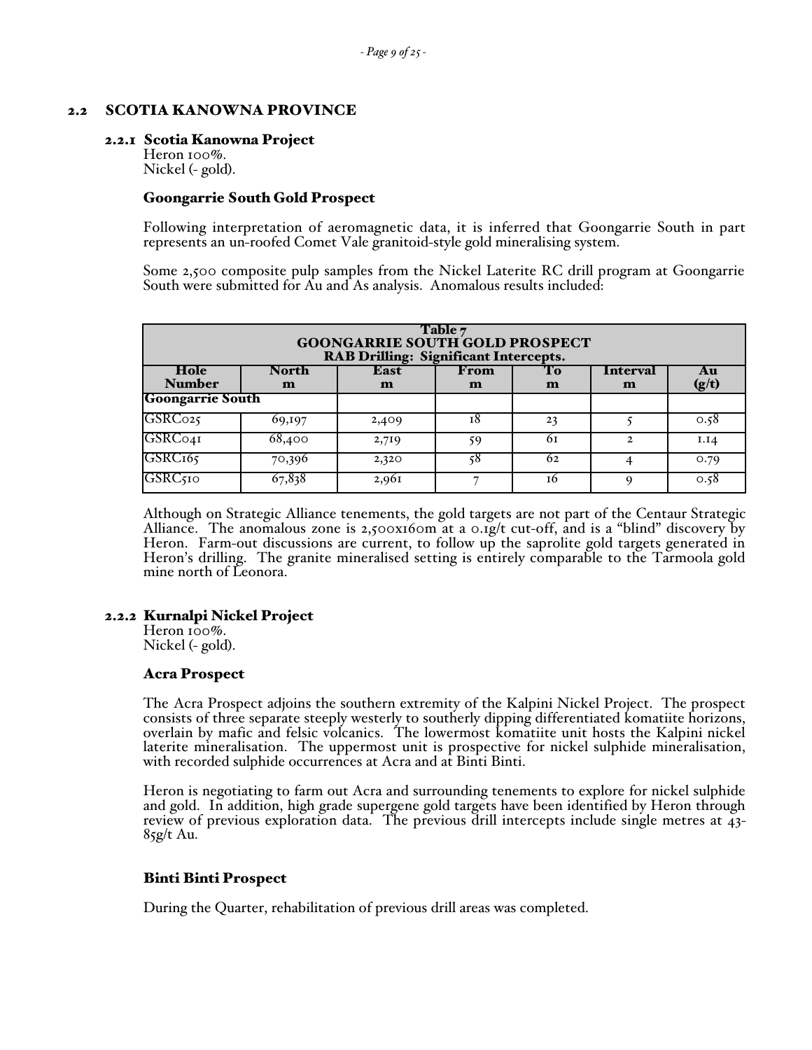## 2.2 SCOTIA KANOWNA PROVINCE

### 2.2.1 Scotia Kanowna Project

Heron 100%.
Nickel (- gold).

#### Goongarrie South Gold Prospect

Following interpretation of aeromagnetic data, it is inferred that Goongarrie South in part represents an un-roofed Comet Vale granitoid-style gold mineralising system.

Some 2,500 composite pulp samples from the Nickel Laterite RC drill program at Goongarrie South were submitted for Au and As analysis. Anomalous results included:

| Table 7<br>GOONGARRIE SOUTH GOLD PROSPECT<br>RAB Drilling: Significant Intercepts. | | | | | | |
|---|---|---|---|---|---|---|
| **Hole Number** | **North m** | **East m** | **From m** | **To m** | **Interval m** | **Au (g/t)** |
| **Goongarrie South** | | | | | | |
| GSRC025 | 69,197 | 2,409 | 18 | 23 | 5 | 0.58 |
| GSRC041 | 68,400 | 2,719 | 59 | 61 | 2 | 1.14 |
| GSRC165 | 70,396 | 2,320 | 58 | 62 | 4 | 0.79 |
| GSRC510 | 67,838 | 2,961 | 7 | 16 | 9 | 0.58 |

Although on Strategic Alliance tenements, the gold targets are not part of the Centaur Strategic Alliance. The anomalous zone is 2,500x160m at a 0.1g/t cut-off, and is a "blind" discovery by Heron. Farm-out discussions are current, to follow up the saprolite gold targets generated in Heron's drilling. The granite mineralised setting is entirely comparable to the Tarmoola gold mine north of Leonora.

### 2.2.2 Kurnalpi Nickel Project

Heron 100%.
Nickel (- gold).

#### Acra Prospect

The Acra Prospect adjoins the southern extremity of the Kalpini Nickel Project. The prospect consists of three separate steeply westerly to southerly dipping differentiated komatiite horizons, overlain by mafic and felsic volcanics. The lowermost komatiite unit hosts the Kalpini nickel laterite mineralisation. The uppermost unit is prospective for nickel sulphide mineralisation, with recorded sulphide occurrences at Acra and at Binti Binti.

Heron is negotiating to farm out Acra and surrounding tenements to explore for nickel sulphide and gold. In addition, high grade supergene gold targets have been identified by Heron through review of previous exploration data. The previous drill intercepts include single metres at 43-85g/t Au.

#### Binti Binti Prospect

During the Quarter, rehabilitation of previous drill areas was completed.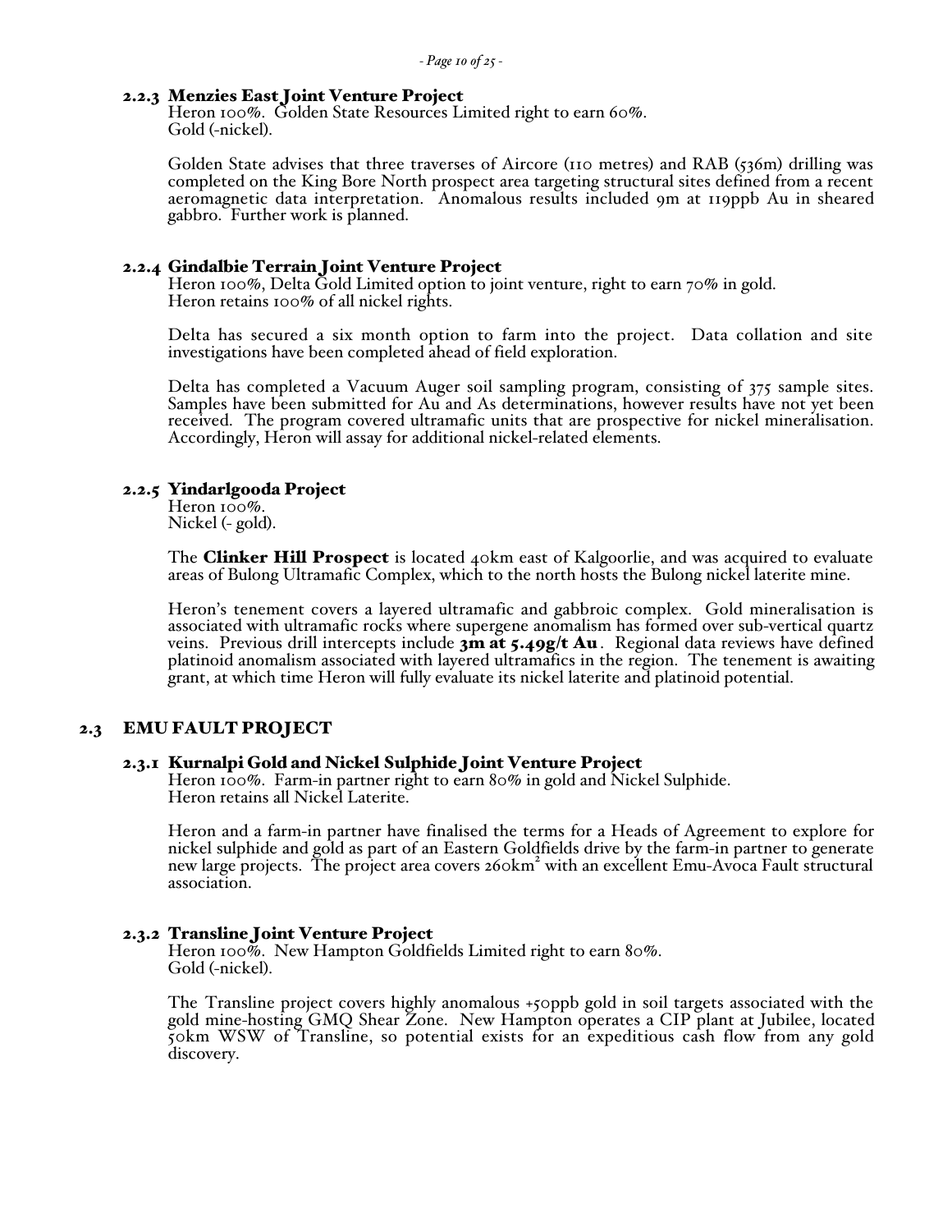### 2.2.3 Menzies East Joint Venture Project

Heron 100%. Golden State Resources Limited right to earn 60%.
Gold (-nickel).

Golden State advises that three traverses of Aircore (110 metres) and RAB (536m) drilling was completed on the King Bore North prospect area targeting structural sites defined from a recent aeromagnetic data interpretation. Anomalous results included 9m at 119ppb Au in sheared gabbro. Further work is planned.

### 2.2.4 Gindalbie Terrain Joint Venture Project

Heron 100%, Delta Gold Limited option to joint venture, right to earn 70% in gold.
Heron retains 100% of all nickel rights.

Delta has secured a six month option to farm into the project. Data collation and site investigations have been completed ahead of field exploration.

Delta has completed a Vacuum Auger soil sampling program, consisting of 375 sample sites. Samples have been submitted for Au and As determinations, however results have not yet been received. The program covered ultramafic units that are prospective for nickel mineralisation. Accordingly, Heron will assay for additional nickel-related elements.

### 2.2.5 Yindarlgooda Project

Heron 100%.
Nickel (- gold).

The **Clinker Hill Prospect** is located 40km east of Kalgoorlie, and was acquired to evaluate areas of Bulong Ultramafic Complex, which to the north hosts the Bulong nickel laterite mine.

Heron's tenement covers a layered ultramafic and gabbroic complex. Gold mineralisation is associated with ultramafic rocks where supergene anomalism has formed over sub-vertical quartz veins. Previous drill intercepts include **3m at 5.49g/t Au**. Regional data reviews have defined platinoid anomalism associated with layered ultramafics in the region. The tenement is awaiting grant, at which time Heron will fully evaluate its nickel laterite and platinoid potential.

## 2.3 EMU FAULT PROJECT

### 2.3.1 Kurnalpi Gold and Nickel Sulphide Joint Venture Project

Heron 100%. Farm-in partner right to earn 80% in gold and Nickel Sulphide.
Heron retains all Nickel Laterite.

Heron and a farm-in partner have finalised the terms for a Heads of Agreement to explore for nickel sulphide and gold as part of an Eastern Goldfields drive by the farm-in partner to generate new large projects. The project area covers 260km$^2$ with an excellent Emu-Avoca Fault structural association.

### 2.3.2 Transline Joint Venture Project

Heron 100%. New Hampton Goldfields Limited right to earn 80%.
Gold (-nickel).

The Transline project covers highly anomalous +50ppb gold in soil targets associated with the gold mine-hosting GMQ Shear Zone. New Hampton operates a CIP plant at Jubilee, located 50km WSW of Transline, so potential exists for an expeditious cash flow from any gold discovery.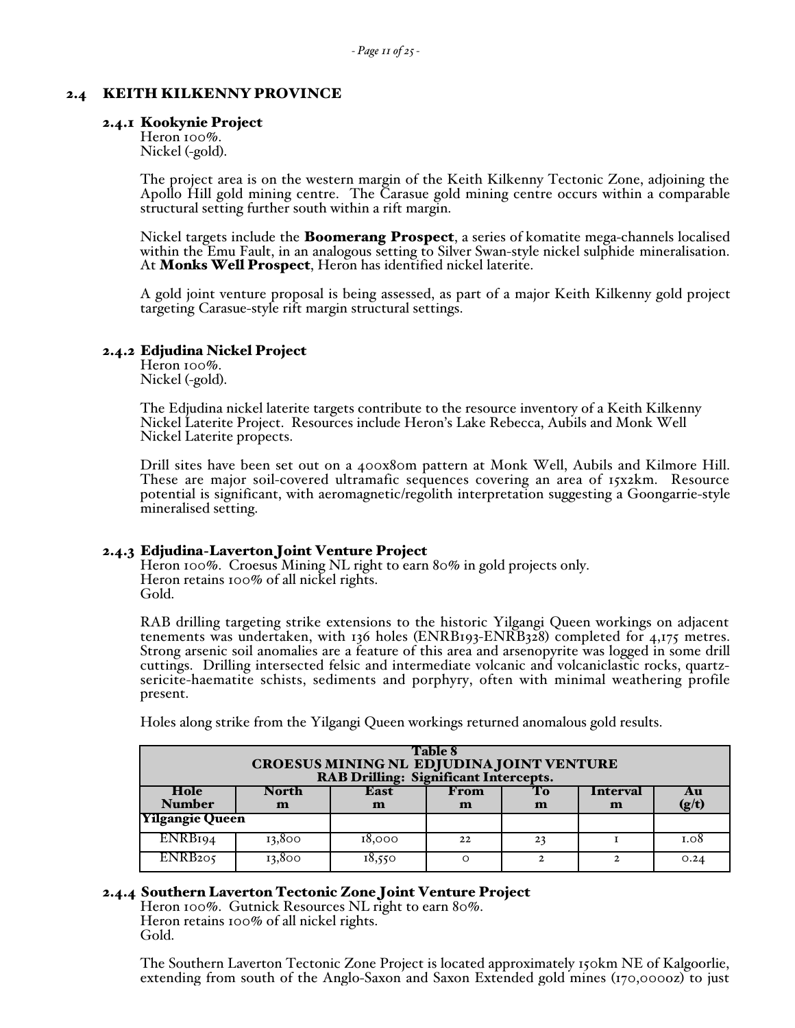## 2.4 KEITH KILKENNY PROVINCE

### 2.4.1 Kookynie Project

Heron 100%.
Nickel (-gold).

The project area is on the western margin of the Keith Kilkenny Tectonic Zone, adjoining the Apollo Hill gold mining centre. The Carasue gold mining centre occurs within a comparable structural setting further south within a rift margin.

Nickel targets include the **Boomerang Prospect**, a series of komatite mega-channels localised within the Emu Fault, in an analogous setting to Silver Swan-style nickel sulphide mineralisation. At **Monks Well Prospect**, Heron has identified nickel laterite.

A gold joint venture proposal is being assessed, as part of a major Keith Kilkenny gold project targeting Carasue-style rift margin structural settings.

### 2.4.2 Edjudina Nickel Project

Heron 100%.
Nickel (-gold).

The Edjudina nickel laterite targets contribute to the resource inventory of a Keith Kilkenny Nickel Laterite Project. Resources include Heron's Lake Rebecca, Aubils and Monk Well Nickel Laterite propects.

Drill sites have been set out on a 400x80m pattern at Monk Well, Aubils and Kilmore Hill. These are major soil-covered ultramafic sequences covering an area of 15x2km. Resource potential is significant, with aeromagnetic/regolith interpretation suggesting a Goongarrie-style mineralised setting.

### 2.4.3 Edjudina-Laverton Joint Venture Project

Heron 100%. Croesus Mining NL right to earn 80% in gold projects only.
Heron retains 100% of all nickel rights.
Gold.

RAB drilling targeting strike extensions to the historic Yilgangi Queen workings on adjacent tenements was undertaken, with 136 holes (ENRB193-ENRB328) completed for 4,175 metres. Strong arsenic soil anomalies are a feature of this area and arsenopyrite was logged in some drill cuttings. Drilling intersected felsic and intermediate volcanic and volcaniclastic rocks, quartz-sericite-haematite schists, sediments and porphyry, often with minimal weathering profile present.

Holes along strike from the Yilgangi Queen workings returned anomalous gold results.

**Table 8**
**CROESUS MINING NL EDJUDINA JOINT VENTURE**
**RAB Drilling: Significant Intercepts.**

| Hole Number | North m | East m | From m | To m | Interval m | Au (g/t) |
|---|---|---|---|---|---|---|
| **Yilgangie Queen** | | | | | | |
| ENRB194 | 13,800 | 18,000 | 22 | 23 | 1 | 1.08 |
| ENRB205 | 13,800 | 18,550 | 0 | 2 | 2 | 0.24 |

### 2.4.4 Southern Laverton Tectonic Zone Joint Venture Project

Heron 100%. Gutnick Resources NL right to earn 80%.
Heron retains 100% of all nickel rights.
Gold.

The Southern Laverton Tectonic Zone Project is located approximately 150km NE of Kalgoorlie, extending from south of the Anglo-Saxon and Saxon Extended gold mines (170,000oz) to just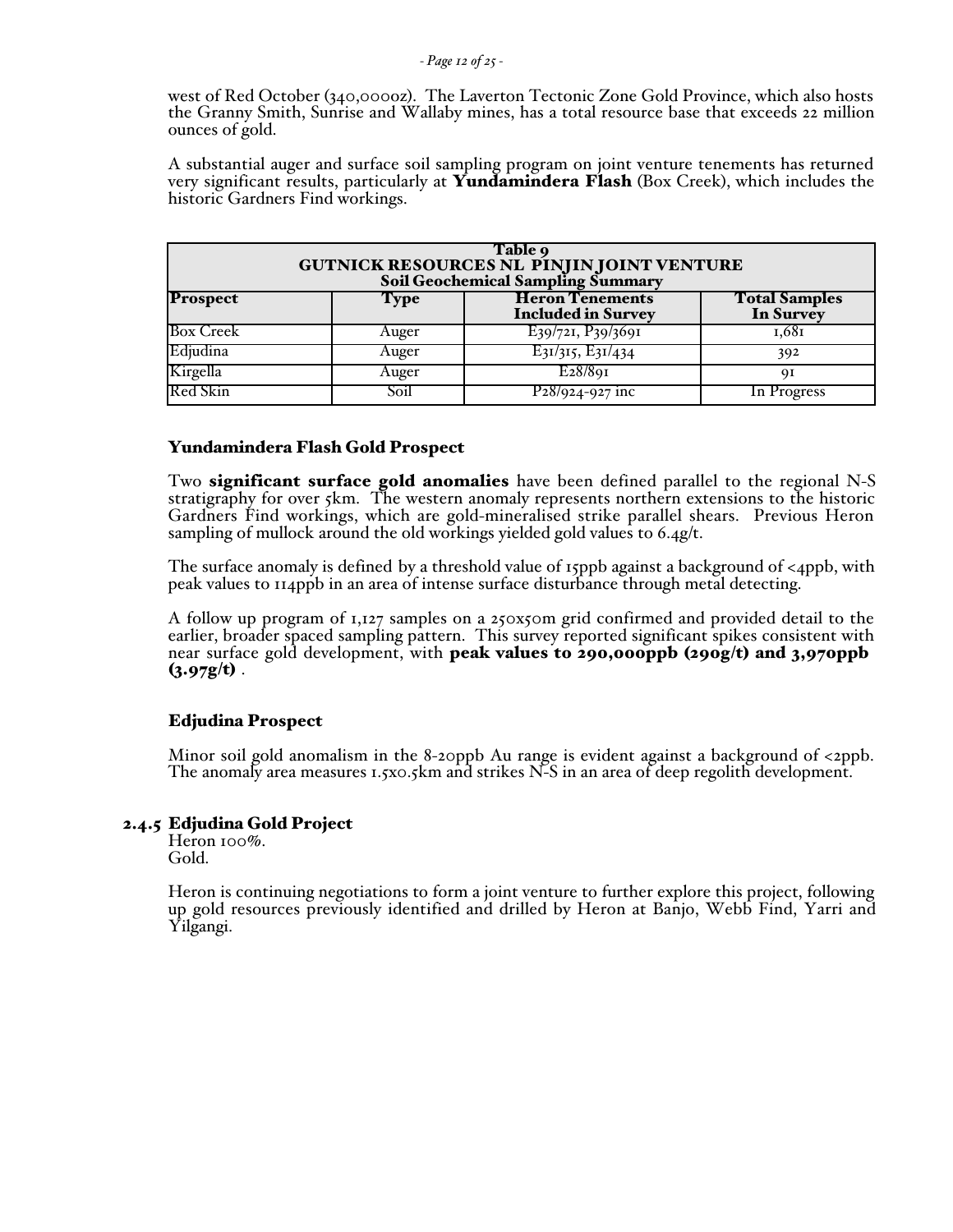west of Red October (340,000oz). The Laverton Tectonic Zone Gold Province, which also hosts the Granny Smith, Sunrise and Wallaby mines, has a total resource base that exceeds 22 million ounces of gold.

A substantial auger and surface soil sampling program on joint venture tenements has returned very significant results, particularly at **Yundamindera Flash** (Box Creek), which includes the historic Gardners Find workings.

**Table 9**
**GUTNICK RESOURCES NL PINJIN JOINT VENTURE**
**Soil Geochemical Sampling Summary**

| Prospect | Type | Heron Tenements Included in Survey | Total Samples In Survey |
|---|---|---|---|
| Box Creek | Auger | E39/721, P39/3691 | 1,681 |
| Edjudina | Auger | E31/315, E31/434 | 392 |
| Kirgella | Auger | E28/891 | 91 |
| Red Skin | Soil | P28/924-927 inc | In Progress |

### Yundamindera Flash Gold Prospect

Two **significant surface gold anomalies** have been defined parallel to the regional N-S stratigraphy for over 5km. The western anomaly represents northern extensions to the historic Gardners Find workings, which are gold-mineralised strike parallel shears. Previous Heron sampling of mullock around the old workings yielded gold values to 6.4g/t.

The surface anomaly is defined by a threshold value of 15ppb against a background of <4ppb, with peak values to 114ppb in an area of intense surface disturbance through metal detecting.

A follow up program of 1,127 samples on a 250x50m grid confirmed and provided detail to the earlier, broader spaced sampling pattern. This survey reported significant spikes consistent with near surface gold development, with **peak values to 290,000ppb (290g/t) and 3,970ppb (3.97g/t)** .

### Edjudina Prospect

Minor soil gold anomalism in the 8-20ppb Au range is evident against a background of <2ppb. The anomaly area measures 1.5x0.5km and strikes N-S in an area of deep regolith development.

## 2.4.5 Edjudina Gold Project

Heron 100%.
Gold.

Heron is continuing negotiations to form a joint venture to further explore this project, following up gold resources previously identified and drilled by Heron at Banjo, Webb Find, Yarri and Yilgangi.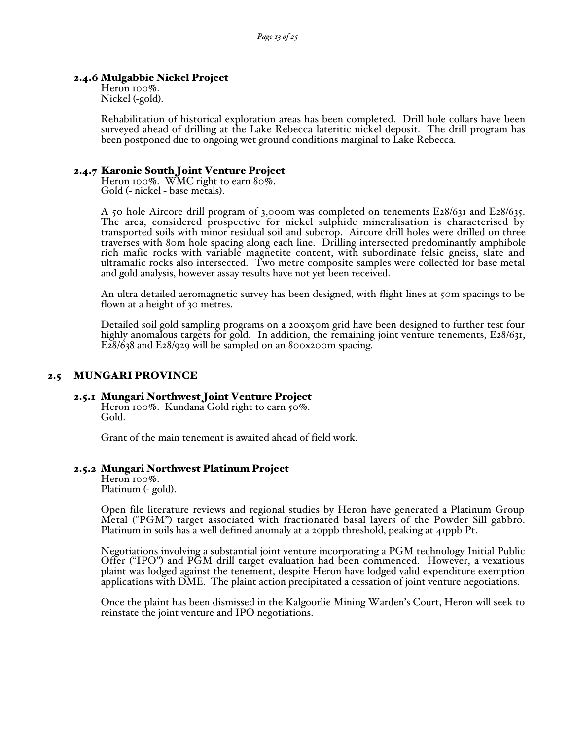### 2.4.6 Mulgabbie Nickel Project

Heron 100%.
Nickel (-gold).

Rehabilitation of historical exploration areas has been completed. Drill hole collars have been surveyed ahead of drilling at the Lake Rebecca lateritic nickel deposit. The drill program has been postponed due to ongoing wet ground conditions marginal to Lake Rebecca.

### 2.4.7 Karonie South Joint Venture Project

Heron 100%. WMC right to earn 80%.
Gold (- nickel - base metals).

A 50 hole Aircore drill program of 3,000m was completed on tenements E28/631 and E28/635. The area, considered prospective for nickel sulphide mineralisation is characterised by transported soils with minor residual soil and subcrop. Aircore drill holes were drilled on three traverses with 80m hole spacing along each line. Drilling intersected predominantly amphibole rich mafic rocks with variable magnetite content, with subordinate felsic gneiss, slate and ultramafic rocks also intersected. Two metre composite samples were collected for base metal and gold analysis, however assay results have not yet been received.

An ultra detailed aeromagnetic survey has been designed, with flight lines at 50m spacings to be flown at a height of 30 metres.

Detailed soil gold sampling programs on a 200x50m grid have been designed to further test four highly anomalous targets for gold. In addition, the remaining joint venture tenements, E28/631, E28/638 and E28/929 will be sampled on an 800x200m spacing.

## 2.5 MUNGARI PROVINCE

### 2.5.1 Mungari Northwest Joint Venture Project

Heron 100%. Kundana Gold right to earn 50%.
Gold.

Grant of the main tenement is awaited ahead of field work.

### 2.5.2 Mungari Northwest Platinum Project

Heron 100%.
Platinum (- gold).

Open file literature reviews and regional studies by Heron have generated a Platinum Group Metal ("PGM") target associated with fractionated basal layers of the Powder Sill gabbro. Platinum in soils has a well defined anomaly at a 20ppb threshold, peaking at 41ppb Pt.

Negotiations involving a substantial joint venture incorporating a PGM technology Initial Public Offer ("IPO") and PGM drill target evaluation had been commenced. However, a vexatious plaint was lodged against the tenement, despite Heron have lodged valid expenditure exemption applications with DME. The plaint action precipitated a cessation of joint venture negotiations.

Once the plaint has been dismissed in the Kalgoorlie Mining Warden's Court, Heron will seek to reinstate the joint venture and IPO negotiations.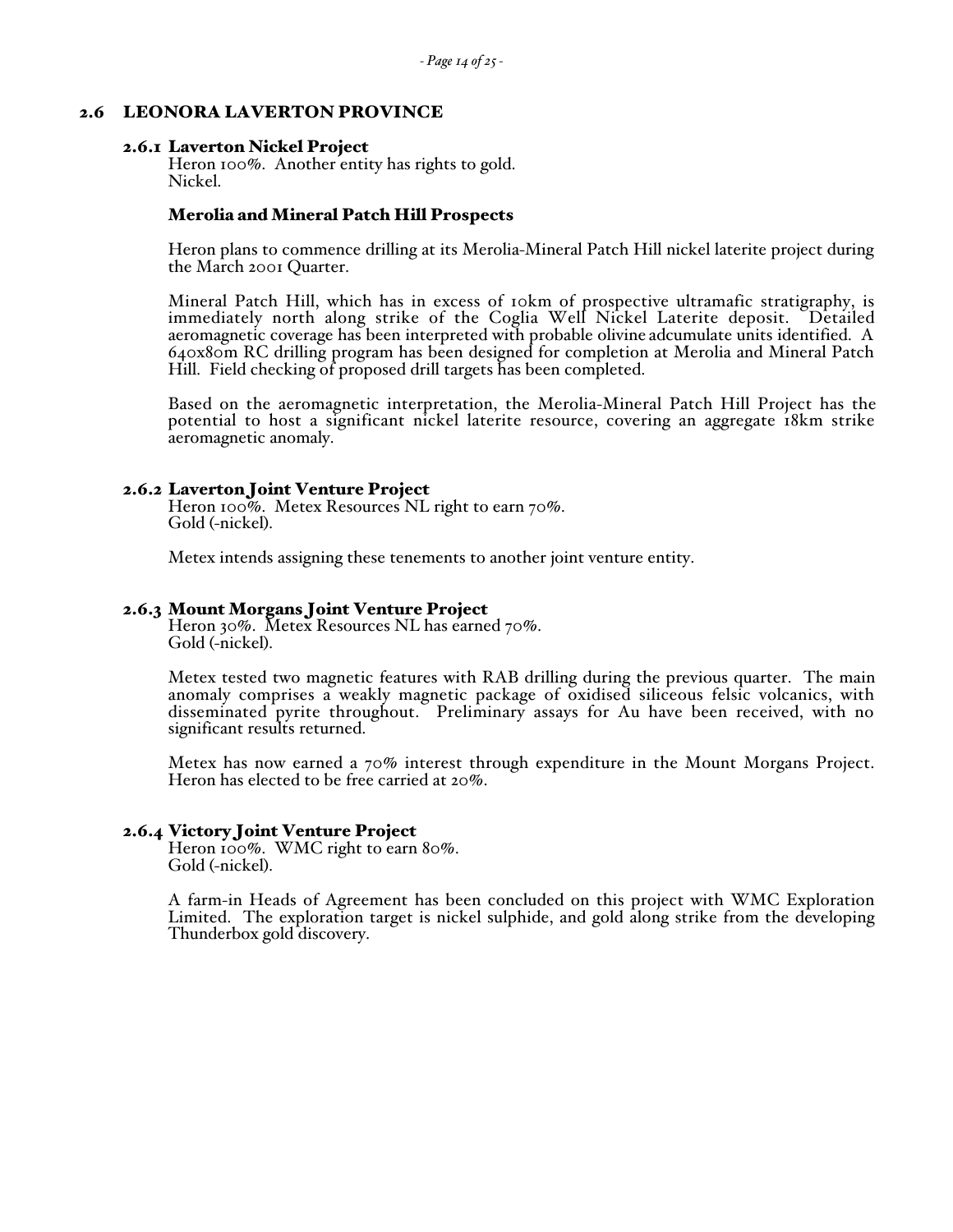## 2.6 LEONORA LAVERTON PROVINCE

### 2.6.1 Laverton Nickel Project

Heron 100%. Another entity has rights to gold.
Nickel.

#### Merolia and Mineral Patch Hill Prospects

Heron plans to commence drilling at its Merolia-Mineral Patch Hill nickel laterite project during the March 2001 Quarter.

Mineral Patch Hill, which has in excess of 10km of prospective ultramafic stratigraphy, is immediately north along strike of the Coglia Well Nickel Laterite deposit. Detailed aeromagnetic coverage has been interpreted with probable olivine adcumulate units identified. A 640x80m RC drilling program has been designed for completion at Merolia and Mineral Patch Hill. Field checking of proposed drill targets has been completed.

Based on the aeromagnetic interpretation, the Merolia-Mineral Patch Hill Project has the potential to host a significant nickel laterite resource, covering an aggregate 18km strike aeromagnetic anomaly.

### 2.6.2 Laverton Joint Venture Project

Heron 100%. Metex Resources NL right to earn 70%.
Gold (-nickel).

Metex intends assigning these tenements to another joint venture entity.

### 2.6.3 Mount Morgans Joint Venture Project

Heron 30%. Metex Resources NL has earned 70%.
Gold (-nickel).

Metex tested two magnetic features with RAB drilling during the previous quarter. The main anomaly comprises a weakly magnetic package of oxidised siliceous felsic volcanics, with disseminated pyrite throughout. Preliminary assays for Au have been received, with no significant results returned.

Metex has now earned a 70% interest through expenditure in the Mount Morgans Project. Heron has elected to be free carried at 20%.

### 2.6.4 Victory Joint Venture Project

Heron 100%. WMC right to earn 80%.
Gold (-nickel).

A farm-in Heads of Agreement has been concluded on this project with WMC Exploration Limited. The exploration target is nickel sulphide, and gold along strike from the developing Thunderbox gold discovery.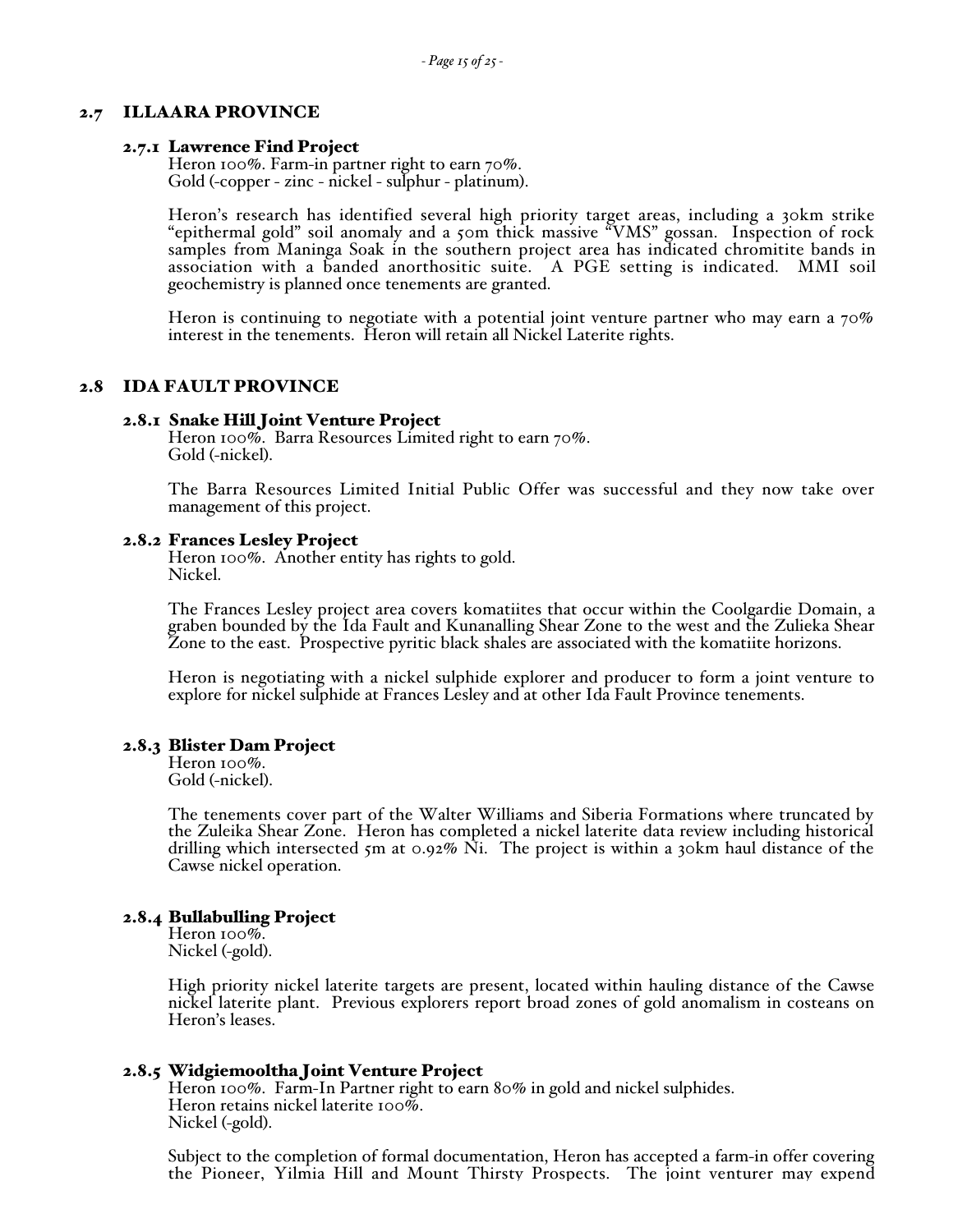## 2.7 ILLAARA PROVINCE

### 2.7.1 Lawrence Find Project

Heron 100%. Farm-in partner right to earn 70%.
Gold (-copper - zinc - nickel - sulphur - platinum).

Heron's research has identified several high priority target areas, including a 30km strike "epithermal gold" soil anomaly and a 50m thick massive "VMS" gossan. Inspection of rock samples from Maninga Soak in the southern project area has indicated chromitite bands in association with a banded anorthositic suite. A PGE setting is indicated. MMI soil geochemistry is planned once tenements are granted.

Heron is continuing to negotiate with a potential joint venture partner who may earn a 70% interest in the tenements. Heron will retain all Nickel Laterite rights.

## 2.8 IDA FAULT PROVINCE

### 2.8.1 Snake Hill Joint Venture Project

Heron 100%. Barra Resources Limited right to earn 70%.
Gold (-nickel).

The Barra Resources Limited Initial Public Offer was successful and they now take over management of this project.

### 2.8.2 Frances Lesley Project

Heron 100%. Another entity has rights to gold.
Nickel.

The Frances Lesley project area covers komatiites that occur within the Coolgardie Domain, a graben bounded by the Ida Fault and Kunanalling Shear Zone to the west and the Zulieka Shear Zone to the east. Prospective pyritic black shales are associated with the komatiite horizons.

Heron is negotiating with a nickel sulphide explorer and producer to form a joint venture to explore for nickel sulphide at Frances Lesley and at other Ida Fault Province tenements.

### 2.8.3 Blister Dam Project

Heron 100%.
Gold (-nickel).

The tenements cover part of the Walter Williams and Siberia Formations where truncated by the Zuleika Shear Zone. Heron has completed a nickel laterite data review including historical drilling which intersected 5m at 0.92% Ni. The project is within a 30km haul distance of the Cawse nickel operation.

### 2.8.4 Bullabulling Project

Heron 100%.
Nickel (-gold).

High priority nickel laterite targets are present, located within hauling distance of the Cawse nickel laterite plant. Previous explorers report broad zones of gold anomalism in costeans on Heron's leases.

### 2.8.5 Widgiemooltha Joint Venture Project

Heron 100%. Farm-In Partner right to earn 80% in gold and nickel sulphides.
Heron retains nickel laterite 100%.
Nickel (-gold).

Subject to the completion of formal documentation, Heron has accepted a farm-in offer covering the Pioneer, Yilmia Hill and Mount Thirsty Prospects. The joint venturer may expend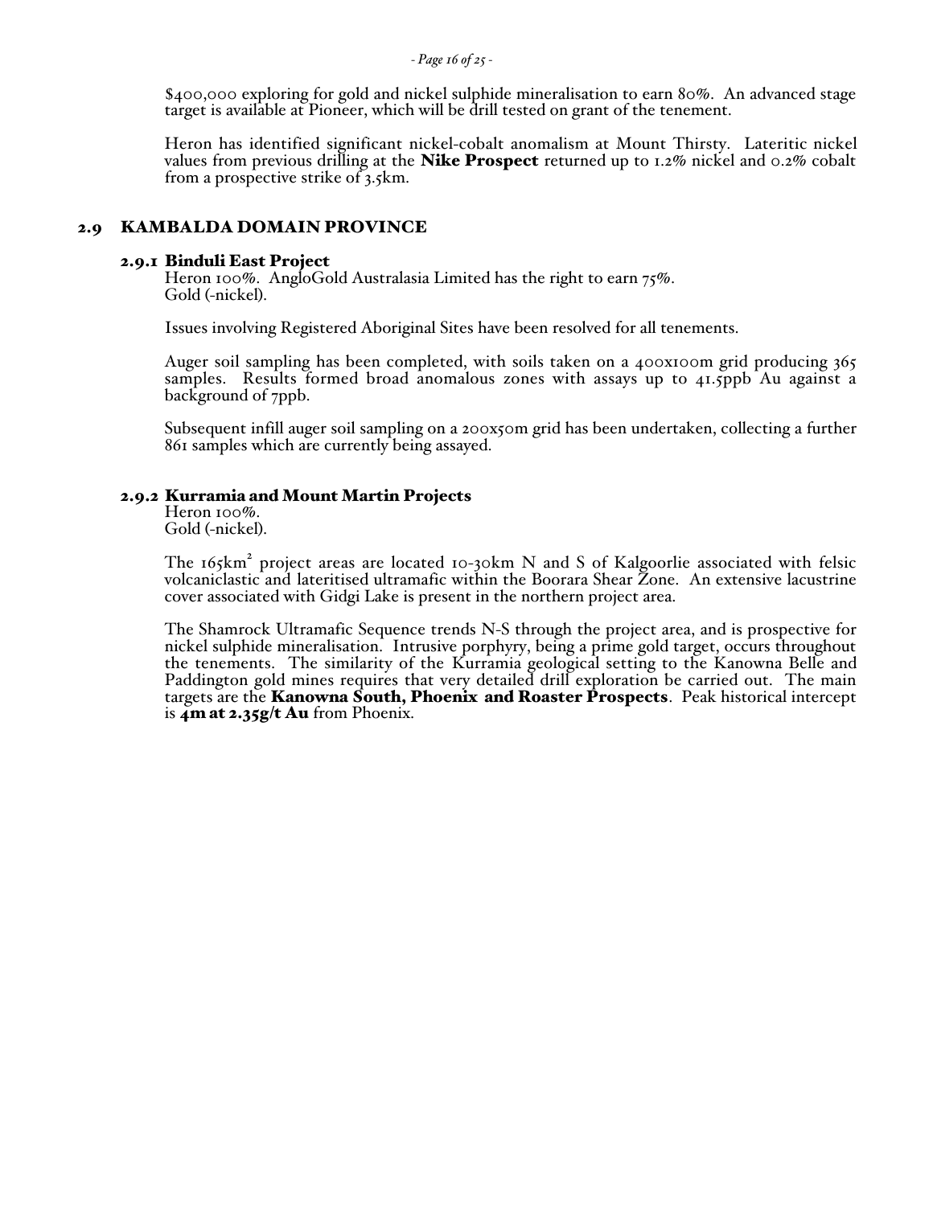$400,000 exploring for gold and nickel sulphide mineralisation to earn 80%. An advanced stage target is available at Pioneer, which will be drill tested on grant of the tenement.

Heron has identified significant nickel-cobalt anomalism at Mount Thirsty. Lateritic nickel values from previous drilling at the **Nike Prospect** returned up to 1.2% nickel and 0.2% cobalt from a prospective strike of 3.5km.

## 2.9 KAMBALDA DOMAIN PROVINCE

### 2.9.1 Binduli East Project

Heron 100%. AngloGold Australasia Limited has the right to earn 75%.
Gold (-nickel).

Issues involving Registered Aboriginal Sites have been resolved for all tenements.

Auger soil sampling has been completed, with soils taken on a 400x100m grid producing 365 samples. Results formed broad anomalous zones with assays up to 41.5ppb Au against a background of 7ppb.

Subsequent infill auger soil sampling on a 200x50m grid has been undertaken, collecting a further 861 samples which are currently being assayed.

### 2.9.2 Kurramia and Mount Martin Projects

Heron 100%.
Gold (-nickel).

The 165km$^2$ project areas are located 10-30km N and S of Kalgoorlie associated with felsic volcaniclastic and lateritised ultramafic within the Boorara Shear Zone. An extensive lacustrine cover associated with Gidgi Lake is present in the northern project area.

The Shamrock Ultramafic Sequence trends N-S through the project area, and is prospective for nickel sulphide mineralisation. Intrusive porphyry, being a prime gold target, occurs throughout the tenements. The similarity of the Kurramia geological setting to the Kanowna Belle and Paddington gold mines requires that very detailed drill exploration be carried out. The main targets are the **Kanowna South, Phoenix and Roaster Prospects**. Peak historical intercept is **4m at 2.35g/t Au** from Phoenix.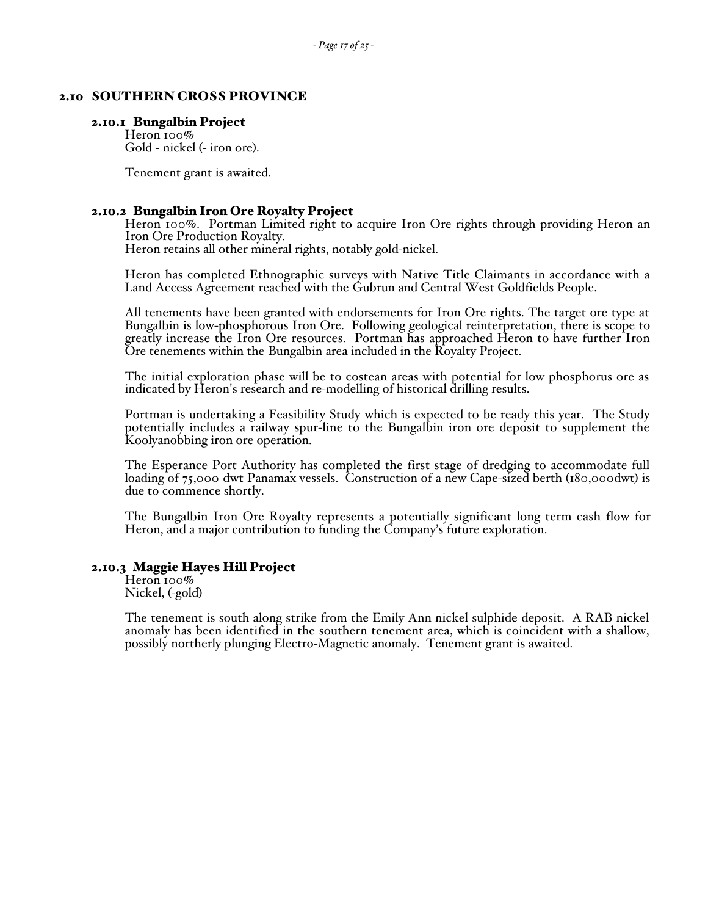## 2.10 SOUTHERN CROSS PROVINCE

### 2.10.1 Bungalbin Project

Heron 100%
Gold - nickel (- iron ore).

Tenement grant is awaited.

### 2.10.2 Bungalbin Iron Ore Royalty Project

Heron 100%. Portman Limited right to acquire Iron Ore rights through providing Heron an Iron Ore Production Royalty.
Heron retains all other mineral rights, notably gold-nickel.

Heron has completed Ethnographic surveys with Native Title Claimants in accordance with a Land Access Agreement reached with the Gubrun and Central West Goldfields People.

All tenements have been granted with endorsements for Iron Ore rights. The target ore type at Bungalbin is low-phosphorous Iron Ore. Following geological reinterpretation, there is scope to greatly increase the Iron Ore resources. Portman has approached Heron to have further Iron Ore tenements within the Bungalbin area included in the Royalty Project.

The initial exploration phase will be to costean areas with potential for low phosphorus ore as indicated by Heron's research and re-modelling of historical drilling results.

Portman is undertaking a Feasibility Study which is expected to be ready this year. The Study potentially includes a railway spur-line to the Bungalbin iron ore deposit to supplement the Koolyanobbing iron ore operation.

The Esperance Port Authority has completed the first stage of dredging to accommodate full loading of 75,000 dwt Panamax vessels. Construction of a new Cape-sized berth (180,000dwt) is due to commence shortly.

The Bungalbin Iron Ore Royalty represents a potentially significant long term cash flow for Heron, and a major contribution to funding the Company's future exploration.

### 2.10.3 Maggie Hayes Hill Project

Heron 100%
Nickel, (-gold)

The tenement is south along strike from the Emily Ann nickel sulphide deposit. A RAB nickel anomaly has been identified in the southern tenement area, which is coincident with a shallow, possibly northerly plunging Electro-Magnetic anomaly. Tenement grant is awaited.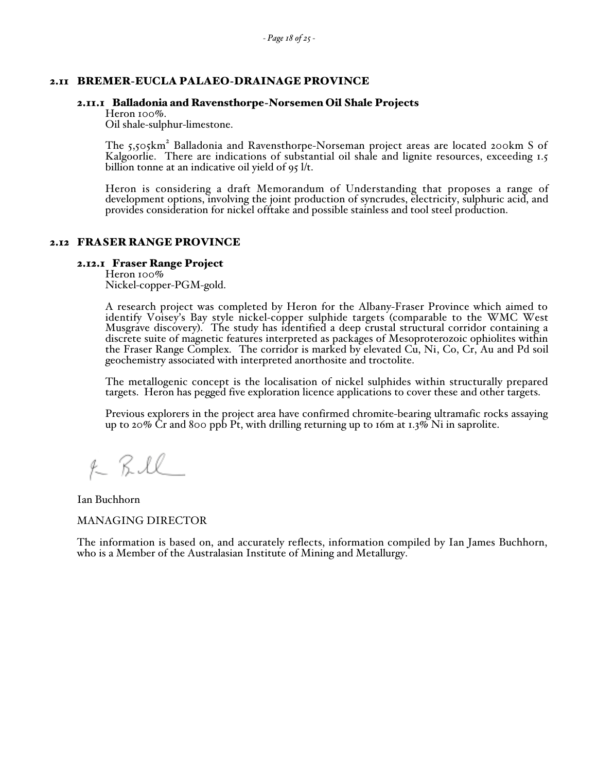## 2.11 BREMER-EUCLA PALAEO-DRAINAGE PROVINCE

### 2.11.1 Balladonia and Ravensthorpe-Norsemen Oil Shale Projects

Heron 100%.
Oil shale-sulphur-limestone.

The 5,505km$^2$ Balladonia and Ravensthorpe-Norseman project areas are located 200km S of Kalgoorlie. There are indications of substantial oil shale and lignite resources, exceeding 1.5 billion tonne at an indicative oil yield of 95 l/t.

Heron is considering a draft Memorandum of Understanding that proposes a range of development options, involving the joint production of syncrudes, electricity, sulphuric acid, and provides consideration for nickel offtake and possible stainless and tool steel production.

## 2.12 FRASER RANGE PROVINCE

### 2.12.1 Fraser Range Project

Heron 100%
Nickel-copper-PGM-gold.

A research project was completed by Heron for the Albany-Fraser Province which aimed to identify Voisey's Bay style nickel-copper sulphide targets (comparable to the WMC West Musgrave discovery). The study has identified a deep crustal structural corridor containing a discrete suite of magnetic features interpreted as packages of Mesoproterozoic ophiolites within the Fraser Range Complex. The corridor is marked by elevated Cu, Ni, Co, Cr, Au and Pd soil geochemistry associated with interpreted anorthosite and troctolite.

The metallogenic concept is the localisation of nickel sulphides within structurally prepared targets. Heron has pegged five exploration licence applications to cover these and other targets.

Previous explorers in the project area have confirmed chromite-bearing ultramafic rocks assaying up to 20% Cr and 800 ppb Pt, with drilling returning up to 16m at 1.3% Ni in saprolite.

Ian Buchhorn

MANAGING DIRECTOR

The information is based on, and accurately reflects, information compiled by Ian James Buchhorn, who is a Member of the Australasian Institute of Mining and Metallurgy.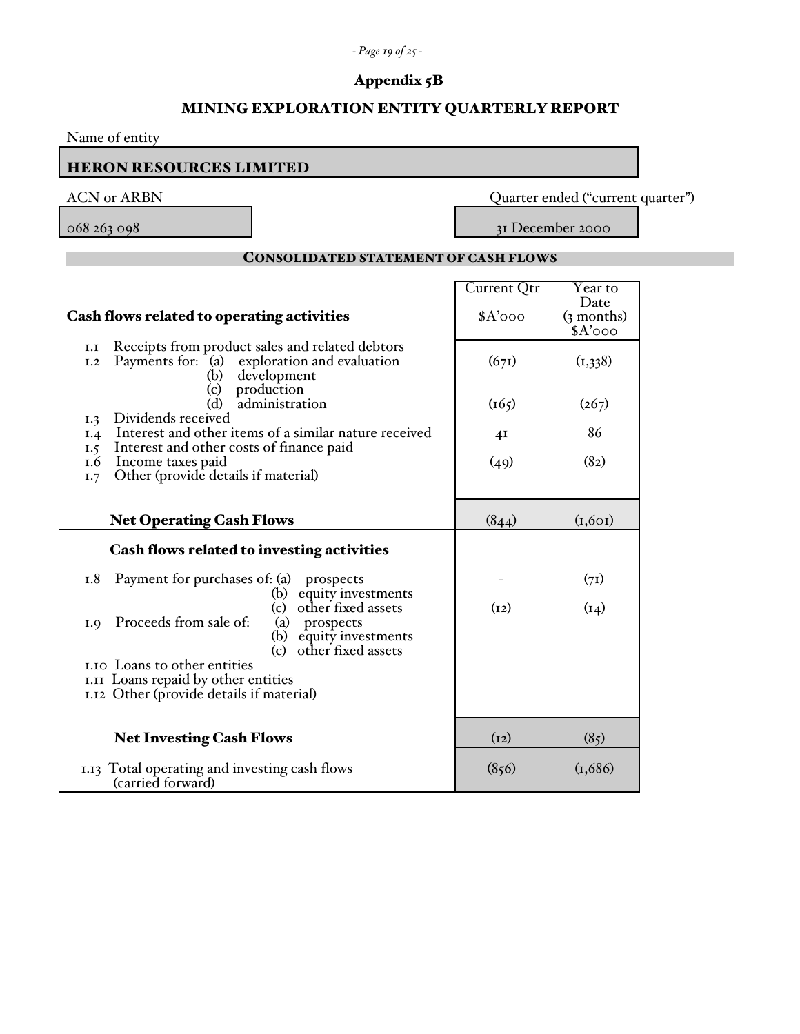# Appendix 5B

## MINING EXPLORATION ENTITY QUARTERLY REPORT

Name of entity

**HERON RESOURCES LIMITED**

| ACN or ARBN | Quarter ended ("current quarter") |
|---|---|
| 068 263 098 | 31 December 2000 |

### CONSOLIDATED STATEMENT OF CASH FLOWS

| Cash flows related to operating activities | Current Qtr $A'000 | Year to Date (3 months) $A'000 |
|---|---|---|
| 1.1 Receipts from product sales and related debtors | | |
| 1.2 Payments for: (a) exploration and evaluation | (671) | (1,338) |
| (b) development | | |
| (c) production | | |
| (d) administration | (165) | (267) |
| 1.3 Dividends received | | |
| 1.4 Interest and other items of a similar nature received | 41 | 86 |
| 1.5 Interest and other costs of finance paid | | |
| 1.6 Income taxes paid | (49) | (82) |
| 1.7 Other (provide details if material) | | |
| **Net Operating Cash Flows** | (844) | (1,601) |
| **Cash flows related to investing activities** | | |
| 1.8 Payment for purchases of: (a) prospects | - | (71) |
| (b) equity investments | | |
| (c) other fixed assets | (12) | (14) |
| 1.9 Proceeds from sale of: (a) prospects | | |
| (b) equity investments | | |
| (c) other fixed assets | | |
| 1.10 Loans to other entities | | |
| 1.11 Loans repaid by other entities | | |
| 1.12 Other (provide details if material) | | |
| **Net Investing Cash Flows** | (12) | (85) |
| 1.13 Total operating and investing cash flows (carried forward) | (856) | (1,686) |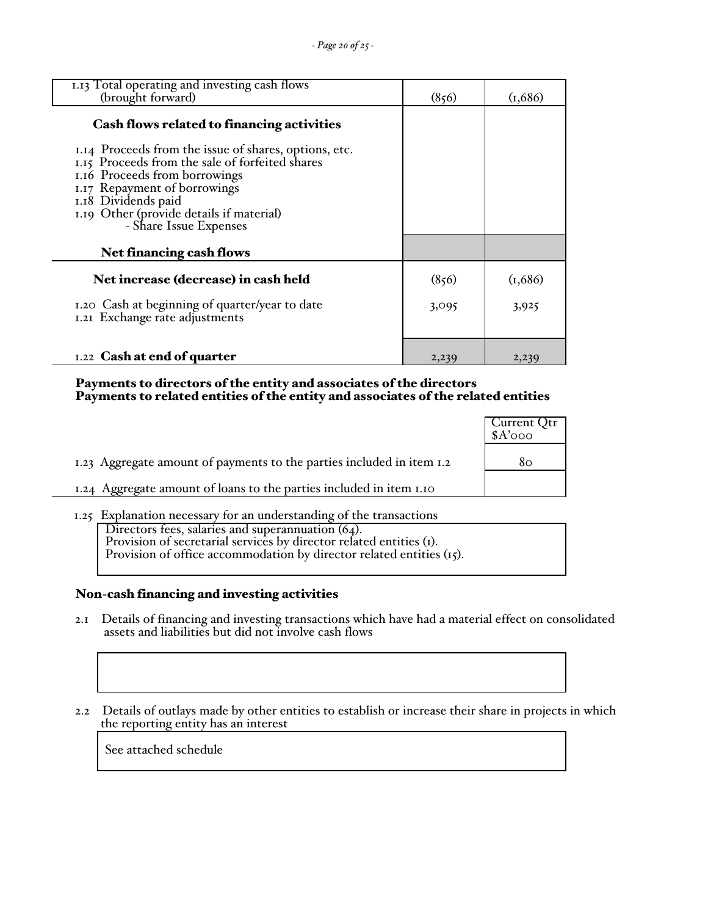| | | |
|---|---|---|
| 1.13 Total operating and investing cash flows (brought forward) | (856) | (1,686) |
| **Cash flows related to financing activities** | | |
| 1.14 Proceeds from the issue of shares, options, etc. | | |
| 1.15 Proceeds from the sale of forfeited shares | | |
| 1.16 Proceeds from borrowings | | |
| 1.17 Repayment of borrowings | | |
| 1.18 Dividends paid | | |
| 1.19 Other (provide details if material) - Share Issue Expenses | | |
| **Net financing cash flows** | | |
| **Net increase (decrease) in cash held** | (856) | (1,686) |
| 1.20 Cash at beginning of quarter/year to date | 3,095 | 3,925 |
| 1.21 Exchange rate adjustments | | |
| 1.22 **Cash at end of quarter** | 2,239 | 2,239 |

## Payments to directors of the entity and associates of the directors
## Payments to related entities of the entity and associates of the related entities

| | Current Qtr $A'000 |
|---|---|
| 1.23 Aggregate amount of payments to the parties included in item 1.2 | 80 |
| 1.24 Aggregate amount of loans to the parties included in item 1.10 | |

1.25 Explanation necessary for an understanding of the transactions

Directors fees, salaries and superannuation (64).
Provision of secretarial services by director related entities (1).
Provision of office accommodation by director related entities (15).

## Non-cash financing and investing activities

2.1 Details of financing and investing transactions which have had a material effect on consolidated assets and liabilities but did not involve cash flows

2.2 Details of outlays made by other entities to establish or increase their share in projects in which the reporting entity has an interest

See attached schedule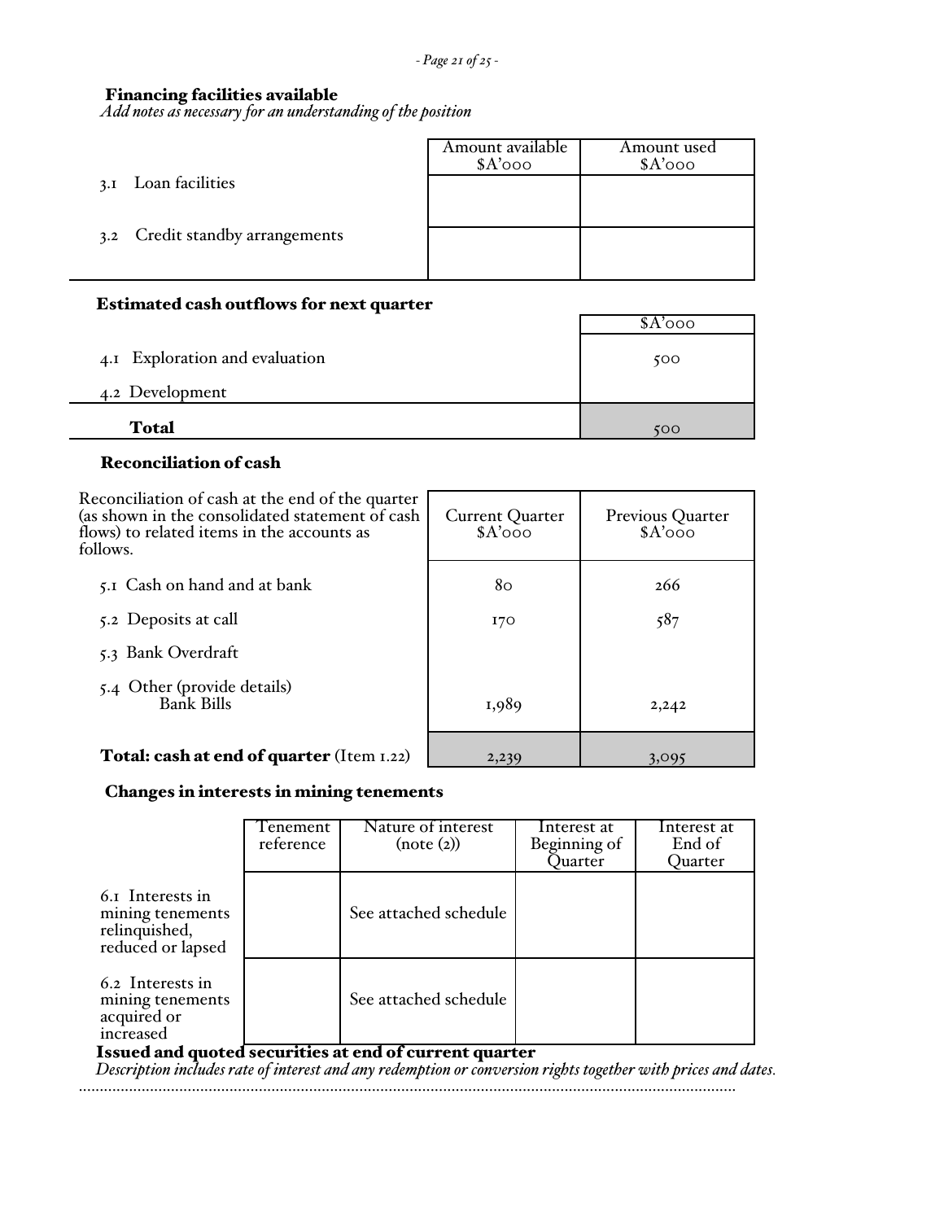### Financing facilities available

*Add notes as necessary for an understanding of the position*

| | Amount available $A'000 | Amount used $A'000 |
|---|---|---|
| 3.1 Loan facilities | | |
| 3.2 Credit standby arrangements | | |

### Estimated cash outflows for next quarter

| | $A'000 |
|---|---|
| 4.1 Exploration and evaluation | 500 |
| 4.2 Development | |
| **Total** | 500 |

### Reconciliation of cash

| Reconciliation of cash at the end of the quarter (as shown in the consolidated statement of cash flows) to related items in the accounts as follows. | Current Quarter $A'000 | Previous Quarter $A'000 |
|---|---|---|
| 5.1 Cash on hand and at bank | 80 | 266 |
| 5.2 Deposits at call | 170 | 587 |
| 5.3 Bank Overdraft | | |
| 5.4 Other (provide details) Bank Bills | 1,989 | 2,242 |
| **Total: cash at end of quarter** (Item 1.22) | 2,239 | 3,095 |

### Changes in interests in mining tenements

| | Tenement reference | Nature of interest (note (2)) | Interest at Beginning of Quarter | Interest at End of Quarter |
|---|---|---|---|---|
| 6.1 Interests in mining tenements relinquished, reduced or lapsed | | See attached schedule | | |
| 6.2 Interests in mining tenements acquired or increased | | See attached schedule | | |

### Issued and quoted securities at end of current quarter

*Description includes rate of interest and any redemption or conversion rights together with prices and dates.*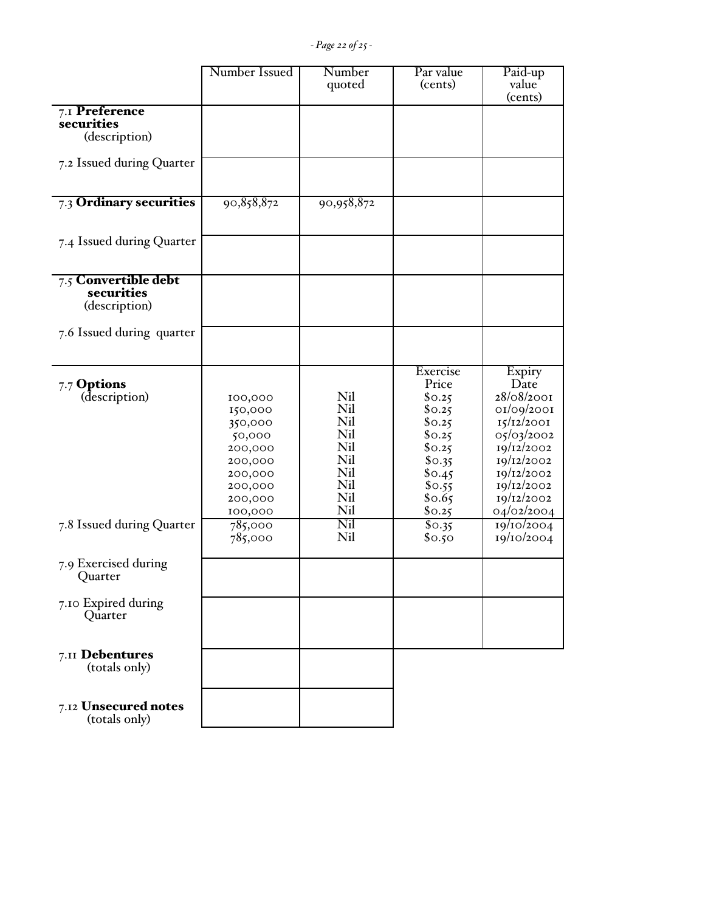| | Number Issued | Number quoted | Par value (cents) | Paid-up value (cents) |
|---|---|---|---|---|
| 7.1 **Preference securities** (description) | | | | |
| 7.2 Issued during Quarter | | | | |
| 7.3 **Ordinary securities** | 90,858,872 | 90,958,872 | | |
| 7.4 Issued during Quarter | | | | |
| 7.5 **Convertible debt securities** (description) | | | | |
| 7.6 Issued during quarter | | | | |
| | | | Exercise Price | Expiry Date |
| 7.7 **Options** (description) | 100,000 | Nil | $0.25 | 28/08/2001 |
| | 150,000 | Nil | $0.25 | 01/09/2001 |
| | 350,000 | Nil | $0.25 | 15/12/2001 |
| | 50,000 | Nil | $0.25 | 05/03/2002 |
| | 200,000 | Nil | $0.25 | 19/12/2002 |
| | 200,000 | Nil | $0.35 | 19/12/2002 |
| | 200,000 | Nil | $0.45 | 19/12/2002 |
| | 200,000 | Nil | $0.55 | 19/12/2002 |
| | 200,000 | Nil | $0.65 | 19/12/2002 |
| | 100,000 | Nil | $0.25 | 04/02/2004 |
| 7.8 Issued during Quarter | 785,000 | Nil | $0.35 | 19/10/2004 |
| | 785,000 | Nil | $0.50 | 19/10/2004 |
| 7.9 Exercised during Quarter | | | | |
| 7.10 Expired during Quarter | | | | |
| 7.11 **Debentures** (totals only) | | | | |
| 7.12 **Unsecured notes** (totals only) | | | | |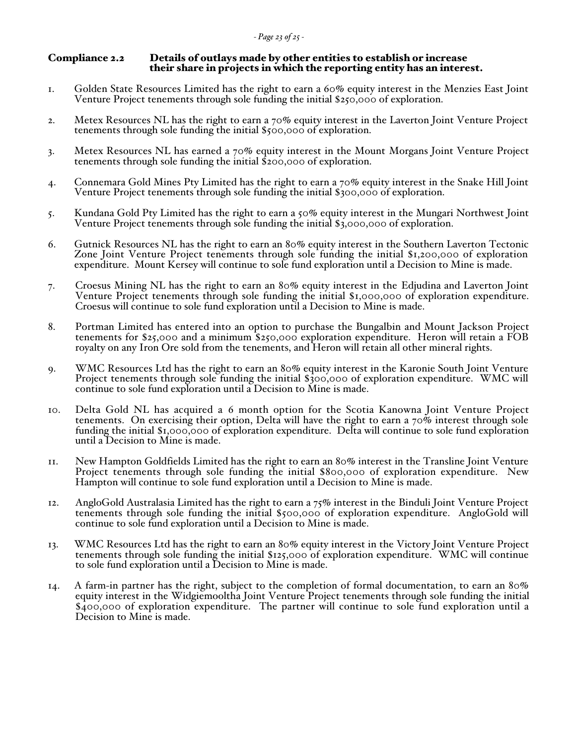## Compliance 2.2 Details of outlays made by other entities to establish or increase their share in projects in which the reporting entity has an interest.

1. Golden State Resources Limited has the right to earn a 60% equity interest in the Menzies East Joint Venture Project tenements through sole funding the initial $250,000 of exploration.

2. Metex Resources NL has the right to earn a 70% equity interest in the Laverton Joint Venture Project tenements through sole funding the initial $500,000 of exploration.

3. Metex Resources NL has earned a 70% equity interest in the Mount Morgans Joint Venture Project tenements through sole funding the initial $200,000 of exploration.

4. Connemara Gold Mines Pty Limited has the right to earn a 70% equity interest in the Snake Hill Joint Venture Project tenements through sole funding the initial $300,000 of exploration.

5. Kundana Gold Pty Limited has the right to earn a 50% equity interest in the Mungari Northwest Joint Venture Project tenements through sole funding the initial $3,000,000 of exploration.

6. Gutnick Resources NL has the right to earn an 80% equity interest in the Southern Laverton Tectonic Zone Joint Venture Project tenements through sole funding the initial $1,200,000 of exploration expenditure. Mount Kersey will continue to sole fund exploration until a Decision to Mine is made.

7. Croesus Mining NL has the right to earn an 80% equity interest in the Edjudina and Laverton Joint Venture Project tenements through sole funding the initial $1,000,000 of exploration expenditure. Croesus will continue to sole fund exploration until a Decision to Mine is made.

8. Portman Limited has entered into an option to purchase the Bungalbin and Mount Jackson Project tenements for $25,000 and a minimum $250,000 exploration expenditure. Heron will retain a FOB royalty on any Iron Ore sold from the tenements, and Heron will retain all other mineral rights.

9. WMC Resources Ltd has the right to earn an 80% equity interest in the Karonie South Joint Venture Project tenements through sole funding the initial $300,000 of exploration expenditure. WMC will continue to sole fund exploration until a Decision to Mine is made.

10. Delta Gold NL has acquired a 6 month option for the Scotia Kanowna Joint Venture Project tenements. On exercising their option, Delta will have the right to earn a 70% interest through sole funding the initial $1,000,000 of exploration expenditure. Delta will continue to sole fund exploration until a Decision to Mine is made.

11. New Hampton Goldfields Limited has the right to earn an 80% interest in the Transline Joint Venture Project tenements through sole funding the initial $800,000 of exploration expenditure. New Hampton will continue to sole fund exploration until a Decision to Mine is made.

12. AngloGold Australasia Limited has the right to earn a 75% interest in the Binduli Joint Venture Project tenements through sole funding the initial $500,000 of exploration expenditure. AngloGold will continue to sole fund exploration until a Decision to Mine is made.

13. WMC Resources Ltd has the right to earn an 80% equity interest in the Victory Joint Venture Project tenements through sole funding the initial $125,000 of exploration expenditure. WMC will continue to sole fund exploration until a Decision to Mine is made.

14. A farm-in partner has the right, subject to the completion of formal documentation, to earn an 80% equity interest in the Widgiemooltha Joint Venture Project tenements through sole funding the initial $400,000 of exploration expenditure. The partner will continue to sole fund exploration until a Decision to Mine is made.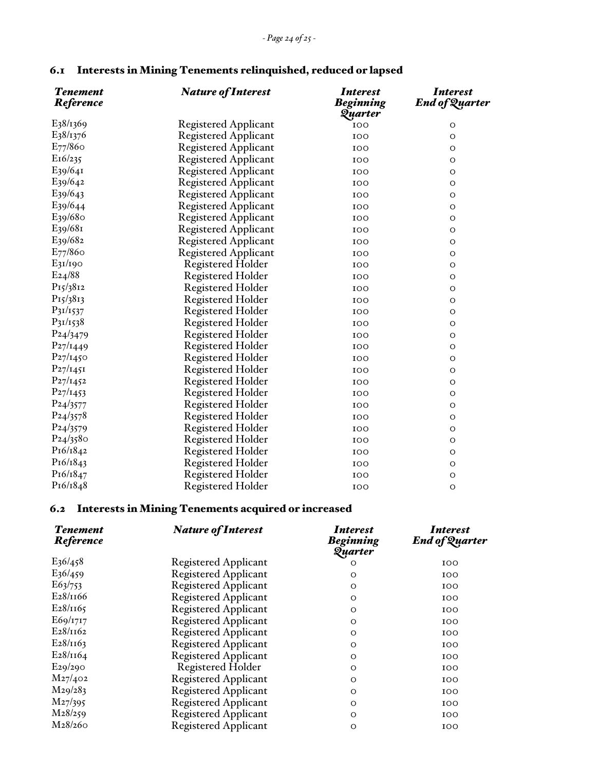## 6.1 Interests in Mining Tenements relinquished, reduced or lapsed

| *Tenement Reference* | *Nature of Interest* | *Interest Beginning Quarter* | *Interest End of Quarter* |
|---|---|---|---|
| E38/1369 | Registered Applicant | 100 | 0 |
| E38/1376 | Registered Applicant | 100 | 0 |
| E77/860 | Registered Applicant | 100 | 0 |
| E16/235 | Registered Applicant | 100 | 0 |
| E39/641 | Registered Applicant | 100 | 0 |
| E39/642 | Registered Applicant | 100 | 0 |
| E39/643 | Registered Applicant | 100 | 0 |
| E39/644 | Registered Applicant | 100 | 0 |
| E39/680 | Registered Applicant | 100 | 0 |
| E39/681 | Registered Applicant | 100 | 0 |
| E39/682 | Registered Applicant | 100 | 0 |
| E77/860 | Registered Applicant | 100 | 0 |
| E31/190 | Registered Holder | 100 | 0 |
| E24/88 | Registered Holder | 100 | 0 |
| P15/3812 | Registered Holder | 100 | 0 |
| P15/3813 | Registered Holder | 100 | 0 |
| P31/1537 | Registered Holder | 100 | 0 |
| P31/1538 | Registered Holder | 100 | 0 |
| P24/3479 | Registered Holder | 100 | 0 |
| P27/1449 | Registered Holder | 100 | 0 |
| P27/1450 | Registered Holder | 100 | 0 |
| P27/1451 | Registered Holder | 100 | 0 |
| P27/1452 | Registered Holder | 100 | 0 |
| P27/1453 | Registered Holder | 100 | 0 |
| P24/3577 | Registered Holder | 100 | 0 |
| P24/3578 | Registered Holder | 100 | 0 |
| P24/3579 | Registered Holder | 100 | 0 |
| P24/3580 | Registered Holder | 100 | 0 |
| P16/1842 | Registered Holder | 100 | 0 |
| P16/1843 | Registered Holder | 100 | 0 |
| P16/1847 | Registered Holder | 100 | 0 |
| P16/1848 | Registered Holder | 100 | 0 |

## 6.2 Interests in Mining Tenements acquired or increased

| *Tenement Reference* | *Nature of Interest* | *Interest Beginning Quarter* | *Interest End of Quarter* |
|---|---|---|---|
| E36/458 | Registered Applicant | 0 | 100 |
| E36/459 | Registered Applicant | 0 | 100 |
| E63/753 | Registered Applicant | 0 | 100 |
| E28/1166 | Registered Applicant | 0 | 100 |
| E28/1165 | Registered Applicant | 0 | 100 |
| E69/1717 | Registered Applicant | 0 | 100 |
| E28/1162 | Registered Applicant | 0 | 100 |
| E28/1163 | Registered Applicant | 0 | 100 |
| E28/1164 | Registered Applicant | 0 | 100 |
| E29/290 | Registered Holder | 0 | 100 |
| M27/402 | Registered Applicant | 0 | 100 |
| M29/283 | Registered Applicant | 0 | 100 |
| M27/395 | Registered Applicant | 0 | 100 |
| M28/259 | Registered Applicant | 0 | 100 |
| M28/260 | Registered Applicant | 0 | 100 |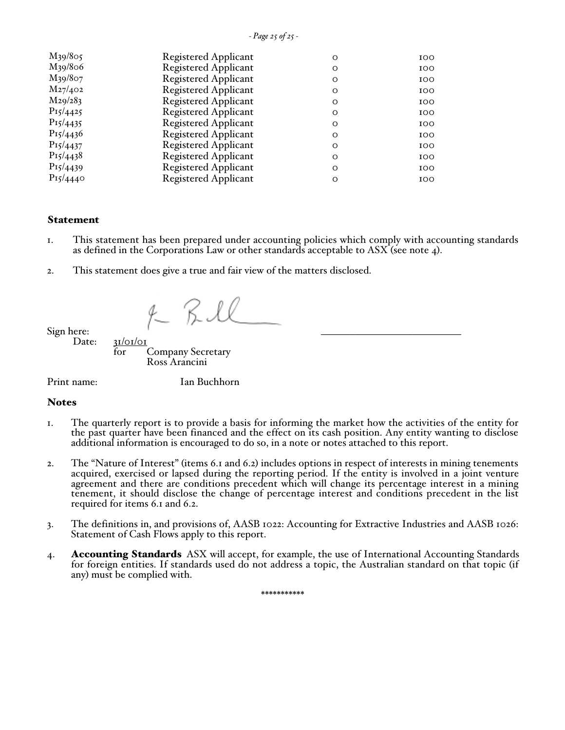| | | | |
|---|---|---|---|
| M39/805 | Registered Applicant | 0 | 100 |
| M39/806 | Registered Applicant | 0 | 100 |
| M39/807 | Registered Applicant | 0 | 100 |
| M27/402 | Registered Applicant | 0 | 100 |
| M29/283 | Registered Applicant | 0 | 100 |
| P15/4425 | Registered Applicant | 0 | 100 |
| P15/4435 | Registered Applicant | 0 | 100 |
| P15/4436 | Registered Applicant | 0 | 100 |
| P15/4437 | Registered Applicant | 0 | 100 |
| P15/4438 | Registered Applicant | 0 | 100 |
| P15/4439 | Registered Applicant | 0 | 100 |
| P15/4440 | Registered Applicant | 0 | 100 |

## Statement

1. This statement has been prepared under accounting policies which comply with accounting standards as defined in the Corporations Law or other standards acceptable to ASX (see note 4).

2. This statement does give a true and fair view of the matters disclosed.

Sign here: ____________________________

Date: 31/01/01

for Company Secretary
Ross Arancini

Print name: Ian Buchhorn

## Notes

1. The quarterly report is to provide a basis for informing the market how the activities of the entity for the past quarter have been financed and the effect on its cash position. Any entity wanting to disclose additional information is encouraged to do so, in a note or notes attached to this report.

2. The "Nature of Interest" (items 6.1 and 6.2) includes options in respect of interests in mining tenements acquired, exercised or lapsed during the reporting period. If the entity is involved in a joint venture agreement and there are conditions precedent which will change its percentage interest in a mining tenement, it should disclose the change of percentage interest and conditions precedent in the list required for items 6.1 and 6.2.

3. The definitions in, and provisions of, AASB 1022: Accounting for Extractive Industries and AASB 1026: Statement of Cash Flows apply to this report.

4. **Accounting Standards** ASX will accept, for example, the use of International Accounting Standards for foreign entities. If standards used do not address a topic, the Australian standard on that topic (if any) must be complied with.

***********